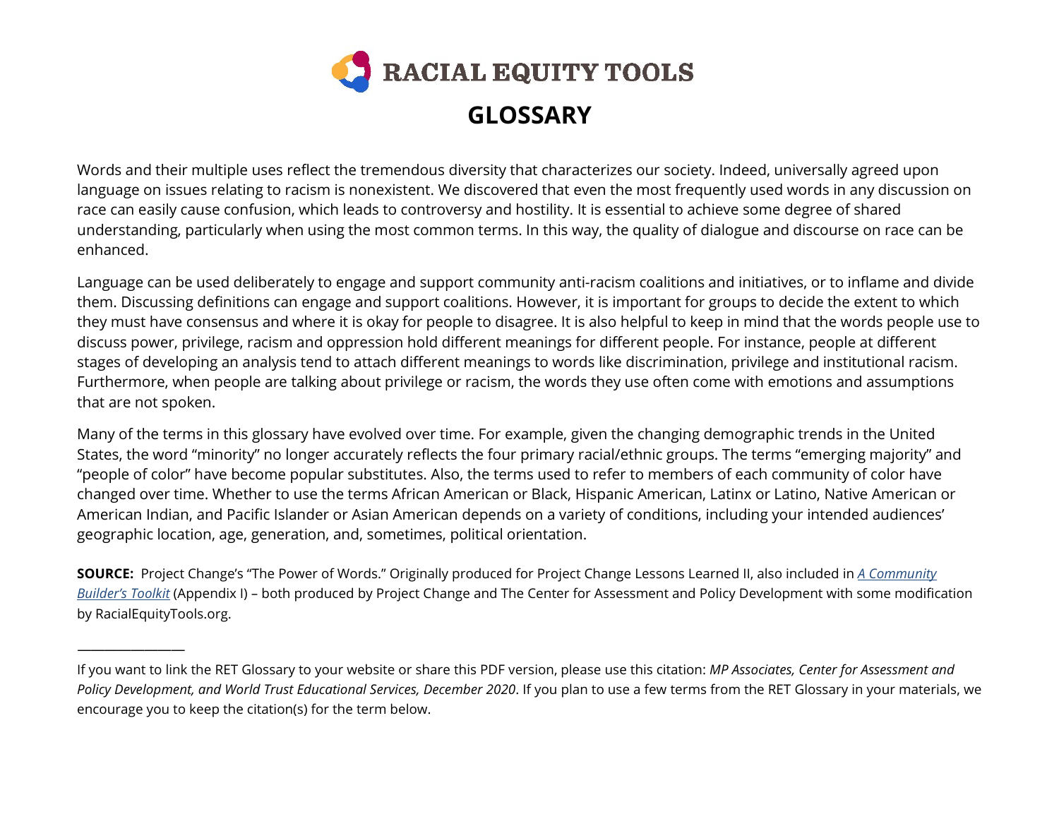# RACIAL EQUITY TOOLS

## GLOSSARY

Words and their multiple uses reflect the tremendous diversity that characterizes our society. Indeed, universally agreed upon language on issues relating to racism is nonexistent. We discovered that even the most frequently used words in any discussion on race can easily cause confusion, which leads to controversy and hostility. It is essential to achieve some degree of shared understanding, particularly when using the most common terms. In this way, the quality of dialogue and discourse on race can be enhanced.

Language can be used deliberately to engage and support community anti-racism coalitions and initiatives, or to inflame and divide them. Discussing definitions can engage and support coalitions. However, it is important for groups to decide the extent to which they must have consensus and where it is okay for people to disagree. It is also helpful to keep in mind that the words people use to discuss power, privilege, racism and oppression hold different meanings for different people. For instance, people at different stages of developing an analysis tend to attach different meanings to words like discrimination, privilege and institutional racism. Furthermore, when people are talking about privilege or racism, the words they use often come with emotions and assumptions that are not spoken.

Many of the terms in this glossary have evolved over time. For example, given the changing demographic trends in the United States, the word "minority" no longer accurately reflects the four primary racial/ethnic groups. The terms "emerging majority" and "people of color" have become popular substitutes. Also, the terms used to refer to members of each community of color have changed over time. Whether to use the terms African American or Black, Hispanic American, Latinx or Latino, Native American or American Indian, and Pacific Islander or Asian American depends on a variety of conditions, including your intended audiences' geographic location, age, generation, and, sometimes, political orientation.

**SOURCE:** Project Change's "The Power of Words." Originally produced for Project Change Lessons Learned II, also included in *A Community Builder's Toolkit* (Appendix I) – both produced by Project Change and The Center for Assessment and Policy Development with some modification by RacialEquityTools.org.

---

If you want to link the RET Glossary to your website or share this PDF version, please use this citation: *MP Associates, Center for Assessment and Policy Development, and World Trust Educational Services, December 2020*. If you plan to use a few terms from the RET Glossary in your materials, we encourage you to keep the citation(s) for the term below.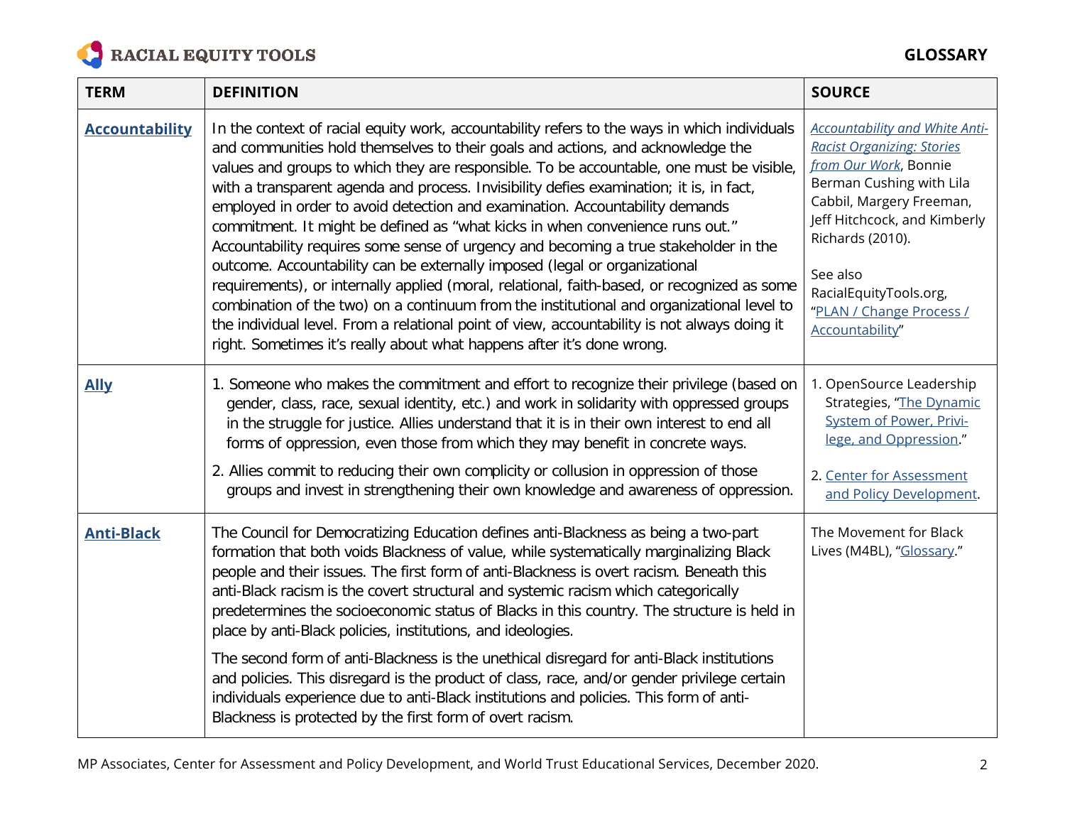| TERM | DEFINITION | SOURCE |
|---|---|---|
| **Accountability** | In the context of racial equity work, accountability refers to the ways in which individuals and communities hold themselves to their goals and actions, and acknowledge the values and groups to which they are responsible. To be accountable, one must be visible, with a transparent agenda and process. Invisibility defies examination; it is, in fact, employed in order to avoid detection and examination. Accountability demands commitment. It might be defined as "what kicks in when convenience runs out." Accountability requires some sense of urgency and becoming a true stakeholder in the outcome. Accountability can be externally imposed (legal or organizational requirements), or internally applied (moral, relational, faith-based, or recognized as some combination of the two) on a continuum from the institutional and organizational level to the individual level. From a relational point of view, accountability is not always doing it right. Sometimes it's really about what happens after it's done wrong. | *Accountability and White Anti-Racist Organizing: Stories from Our Work*, Bonnie Berman Cushing with Lila Cabbil, Margery Freeman, Jeff Hitchcock, and Kimberly Richards (2010).<br><br>See also RacialEquityTools.org, "PLAN / Change Process / Accountability" |
| **Ally** | 1. Someone who makes the commitment and effort to recognize their privilege (based on gender, class, race, sexual identity, etc.) and work in solidarity with oppressed groups in the struggle for justice. Allies understand that it is in their own interest to end all forms of oppression, even those from which they may benefit in concrete ways.<br><br>2. Allies commit to reducing their own complicity or collusion in oppression of those groups and invest in strengthening their own knowledge and awareness of oppression. | 1. OpenSource Leadership Strategies, "The Dynamic System of Power, Privi-lege, and Oppression."<br><br>2. Center for Assessment and Policy Development. |
| **Anti-Black** | The Council for Democratizing Education defines anti-Blackness as being a two-part formation that both voids Blackness of value, while systematically marginalizing Black people and their issues. The first form of anti-Blackness is overt racism. Beneath this anti-Black racism is the covert structural and systemic racism which categorically predetermines the socioeconomic status of Blacks in this country. The structure is held in place by anti-Black policies, institutions, and ideologies.<br><br>The second form of anti-Blackness is the unethical disregard for anti-Black institutions and policies. This disregard is the product of class, race, and/or gender privilege certain individuals experience due to anti-Black institutions and policies. This form of anti-Blackness is protected by the first form of overt racism. | The Movement for Black Lives (M4BL), "Glossary." |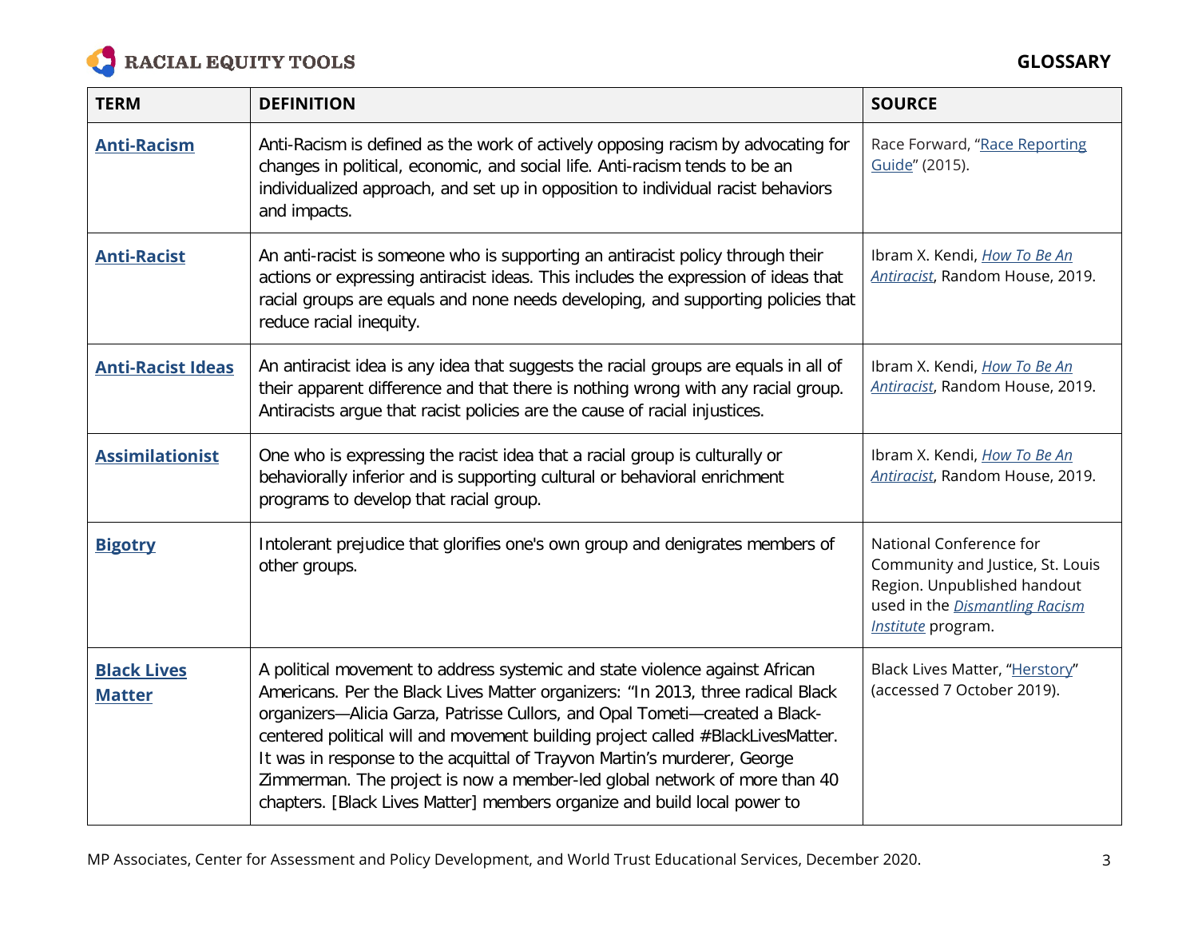| TERM | DEFINITION | SOURCE |
| --- | --- | --- |
| **Anti-Racism** | Anti-Racism is defined as the work of actively opposing racism by advocating for changes in political, economic, and social life. Anti-racism tends to be an individualized approach, and set up in opposition to individual racist behaviors and impacts. | Race Forward, "Race Reporting Guide" (2015). |
| **Anti-Racist** | An anti-racist is someone who is supporting an antiracist policy through their actions or expressing antiracist ideas. This includes the expression of ideas that racial groups are equals and none needs developing, and supporting policies that reduce racial inequity. | Ibram X. Kendi, *How To Be An Antiracist*, Random House, 2019. |
| **Anti-Racist Ideas** | An antiracist idea is any idea that suggests the racial groups are equals in all of their apparent difference and that there is nothing wrong with any racial group. Antiracists argue that racist policies are the cause of racial injustices. | Ibram X. Kendi, *How To Be An Antiracist*, Random House, 2019. |
| **Assimilationist** | One who is expressing the racist idea that a racial group is culturally or behaviorally inferior and is supporting cultural or behavioral enrichment programs to develop that racial group. | Ibram X. Kendi, *How To Be An Antiracist*, Random House, 2019. |
| **Bigotry** | Intolerant prejudice that glorifies one's own group and denigrates members of other groups. | National Conference for Community and Justice, St. Louis Region. Unpublished handout used in the *Dismantling Racism Institute* program. |
| **Black Lives Matter** | A political movement to address systemic and state violence against African Americans. Per the Black Lives Matter organizers: "In 2013, three radical Black organizers—Alicia Garza, Patrisse Cullors, and Opal Tometi—created a Black-centered political will and movement building project called #BlackLivesMatter. It was in response to the acquittal of Trayvon Martin's murderer, George Zimmerman. The project is now a member-led global network of more than 40 chapters. [Black Lives Matter] members organize and build local power to | Black Lives Matter, "Herstory" (accessed 7 October 2019). |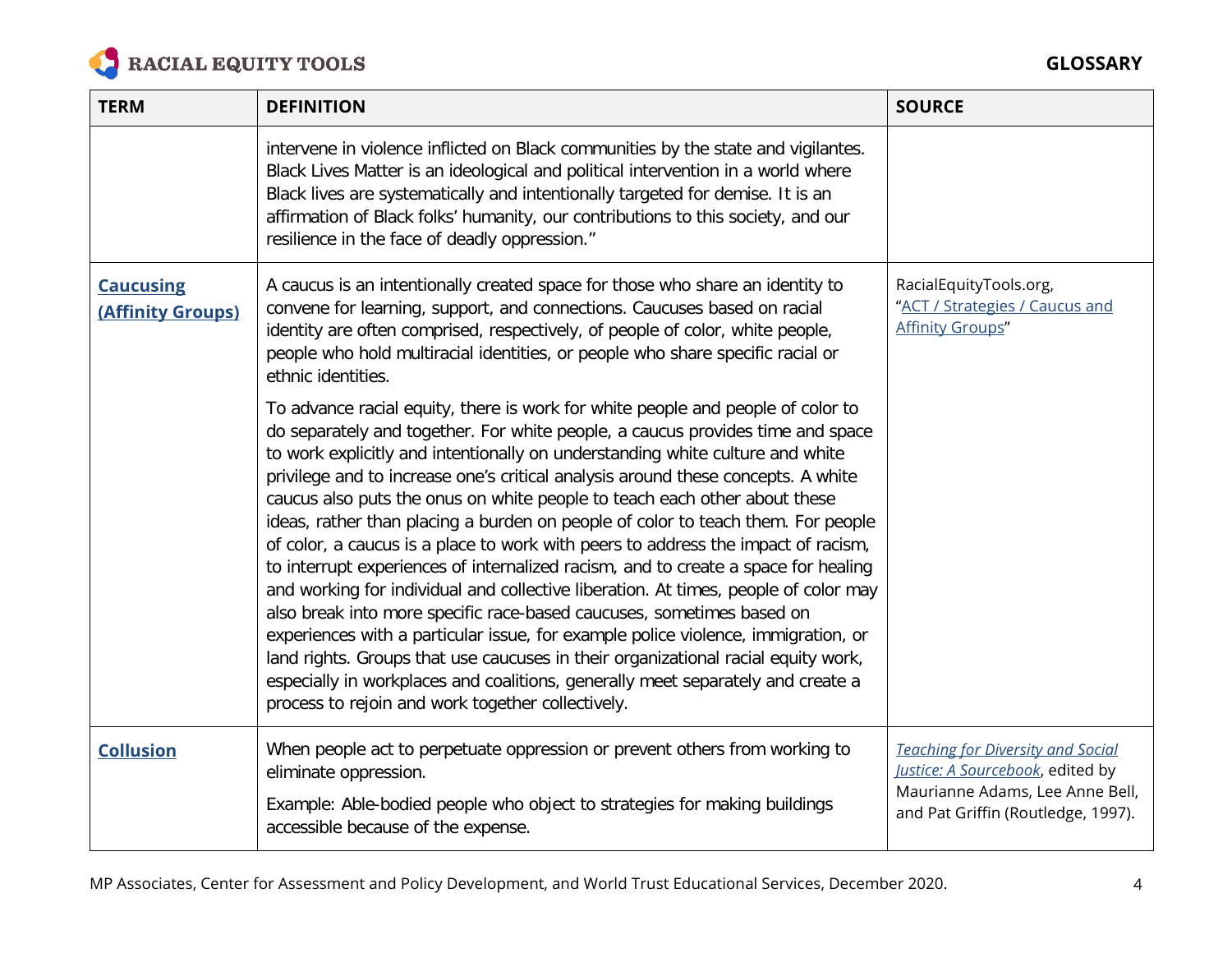| TERM | DEFINITION | SOURCE |
|---|---|---|
| | intervene in violence inflicted on Black communities by the state and vigilantes. Black Lives Matter is an ideological and political intervention in a world where Black lives are systematically and intentionally targeted for demise. It is an affirmation of Black folks' humanity, our contributions to this society, and our resilience in the face of deadly oppression." | |
| **Caucusing (Affinity Groups)** | A caucus is an intentionally created space for those who share an identity to convene for learning, support, and connections. Caucuses based on racial identity are often comprised, respectively, of people of color, white people, people who hold multiracial identities, or people who share specific racial or ethnic identities.<br><br>To advance racial equity, there is work for white people and people of color to do separately and together. For white people, a caucus provides time and space to work explicitly and intentionally on understanding white culture and white privilege and to increase one's critical analysis around these concepts. A white caucus also puts the onus on white people to teach each other about these ideas, rather than placing a burden on people of color to teach them. For people of color, a caucus is a place to work with peers to address the impact of racism, to interrupt experiences of internalized racism, and to create a space for healing and working for individual and collective liberation. At times, people of color may also break into more specific race-based caucuses, sometimes based on experiences with a particular issue, for example police violence, immigration, or land rights. Groups that use caucuses in their organizational racial equity work, especially in workplaces and coalitions, generally meet separately and create a process to rejoin and work together collectively. | RacialEquityTools.org, "ACT / Strategies / Caucus and Affinity Groups" |
| **Collusion** | When people act to perpetuate oppression or prevent others from working to eliminate oppression.<br><br>Example: Able-bodied people who object to strategies for making buildings accessible because of the expense. | *Teaching for Diversity and Social Justice: A Sourcebook*, edited by Maurianne Adams, Lee Anne Bell, and Pat Griffin (Routledge, 1997). |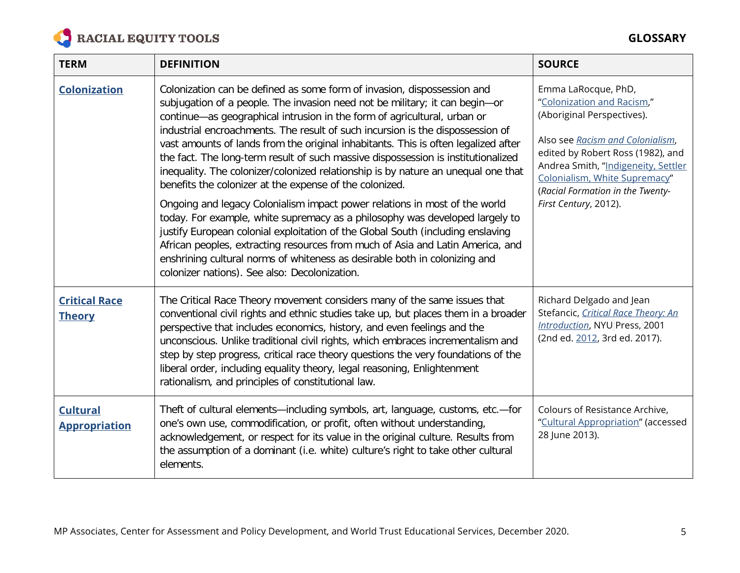| TERM | DEFINITION | SOURCE |
|---|---|---|
| **Colonization** | Colonization can be defined as some form of invasion, dispossession and subjugation of a people. The invasion need not be military; it can begin—or continue—as geographical intrusion in the form of agricultural, urban or industrial encroachments. The result of such incursion is the dispossession of vast amounts of lands from the original inhabitants. This is often legalized after the fact. The long-term result of such massive dispossession is institutionalized inequality. The colonizer/colonized relationship is by nature an unequal one that benefits the colonizer at the expense of the colonized.<br><br>Ongoing and legacy Colonialism impact power relations in most of the world today. For example, white supremacy as a philosophy was developed largely to justify European colonial exploitation of the Global South (including enslaving African peoples, extracting resources from much of Asia and Latin America, and enshrining cultural norms of whiteness as desirable both in colonizing and colonizer nations). See also: Decolonization. | Emma LaRocque, PhD, "Colonization and Racism," (Aboriginal Perspectives).<br><br>Also see *Racism and Colonialism*, edited by Robert Ross (1982), and Andrea Smith, "Indigeneity, Settler Colonialism, White Supremacy" (*Racial Formation in the Twenty-First Century*, 2012). |
| **Critical Race Theory** | The Critical Race Theory movement considers many of the same issues that conventional civil rights and ethnic studies take up, but places them in a broader perspective that includes economics, history, and even feelings and the unconscious. Unlike traditional civil rights, which embraces incrementalism and step by step progress, critical race theory questions the very foundations of the liberal order, including equality theory, legal reasoning, Enlightenment rationalism, and principles of constitutional law. | Richard Delgado and Jean Stefancic, *Critical Race Theory: An Introduction*, NYU Press, 2001 (2nd ed. 2012, 3rd ed. 2017). |
| **Cultural Appropriation** | Theft of cultural elements—including symbols, art, language, customs, etc.—for one's own use, commodification, or profit, often without understanding, acknowledgement, or respect for its value in the original culture. Results from the assumption of a dominant (i.e. white) culture's right to take other cultural elements. | Colours of Resistance Archive, "Cultural Appropriation" (accessed 28 June 2013). |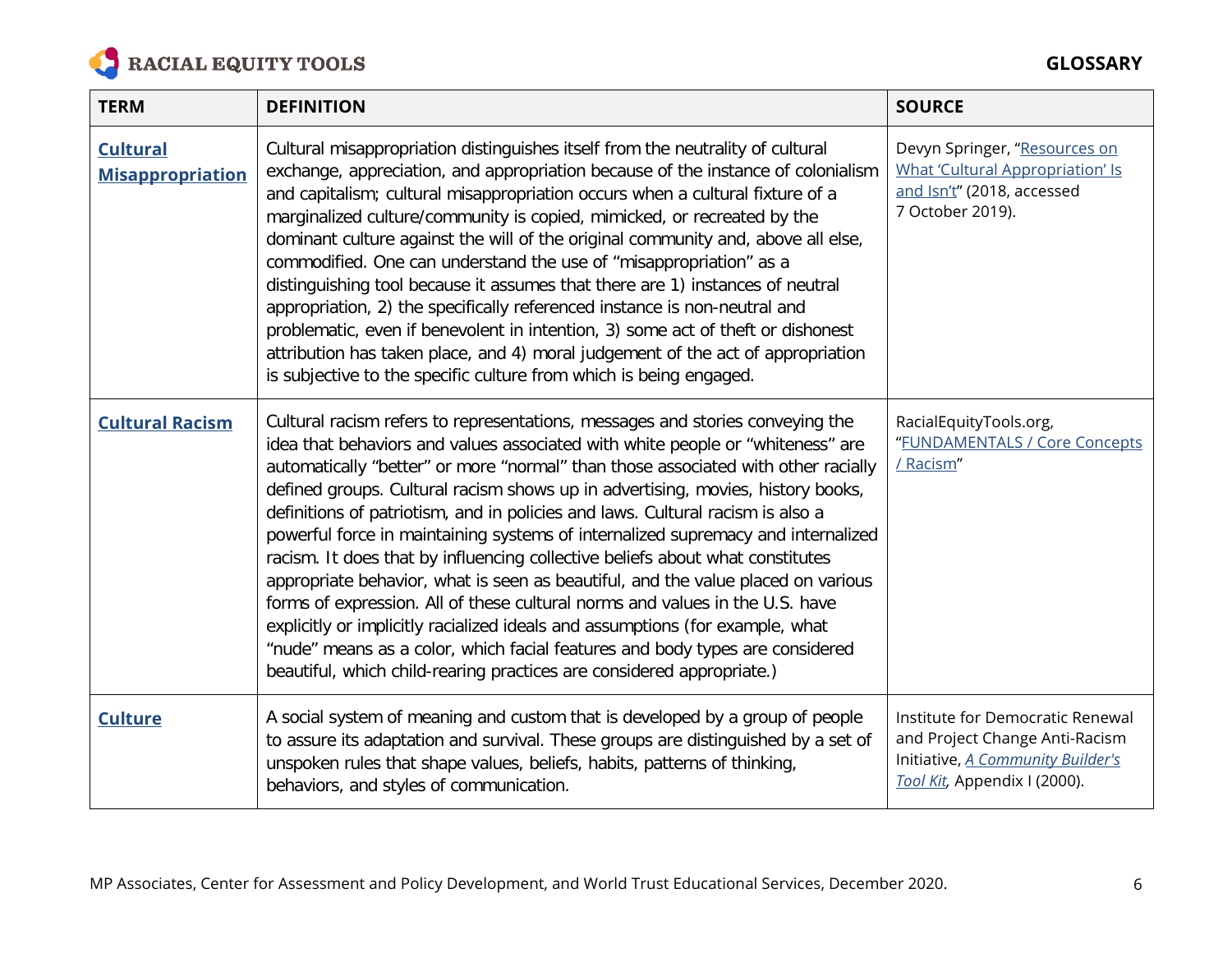| TERM | DEFINITION | SOURCE |
|---|---|---|
| **Cultural Misappropriation** | Cultural misappropriation distinguishes itself from the neutrality of cultural exchange, appreciation, and appropriation because of the instance of colonialism and capitalism; cultural misappropriation occurs when a cultural fixture of a marginalized culture/community is copied, mimicked, or recreated by the dominant culture against the will of the original community and, above all else, commodified. One can understand the use of "misappropriation" as a distinguishing tool because it assumes that there are 1) instances of neutral appropriation, 2) the specifically referenced instance is non-neutral and problematic, even if benevolent in intention, 3) some act of theft or dishonest attribution has taken place, and 4) moral judgement of the act of appropriation is subjective to the specific culture from which is being engaged. | Devyn Springer, "Resources on What 'Cultural Appropriation' Is and Isn't" (2018, accessed 7 October 2019). |
| **Cultural Racism** | Cultural racism refers to representations, messages and stories conveying the idea that behaviors and values associated with white people or "whiteness" are automatically "better" or more "normal" than those associated with other racially defined groups. Cultural racism shows up in advertising, movies, history books, definitions of patriotism, and in policies and laws. Cultural racism is also a powerful force in maintaining systems of internalized supremacy and internalized racism. It does that by influencing collective beliefs about what constitutes appropriate behavior, what is seen as beautiful, and the value placed on various forms of expression. All of these cultural norms and values in the U.S. have explicitly or implicitly racialized ideals and assumptions (for example, what "nude" means as a color, which facial features and body types are considered beautiful, which child-rearing practices are considered appropriate.) | RacialEquityTools.org, "FUNDAMENTALS / Core Concepts / Racism" |
| **Culture** | A social system of meaning and custom that is developed by a group of people to assure its adaptation and survival. These groups are distinguished by a set of unspoken rules that shape values, beliefs, habits, patterns of thinking, behaviors, and styles of communication. | Institute for Democratic Renewal and Project Change Anti-Racism Initiative, *A Community Builder's Tool Kit*, Appendix I (2000). |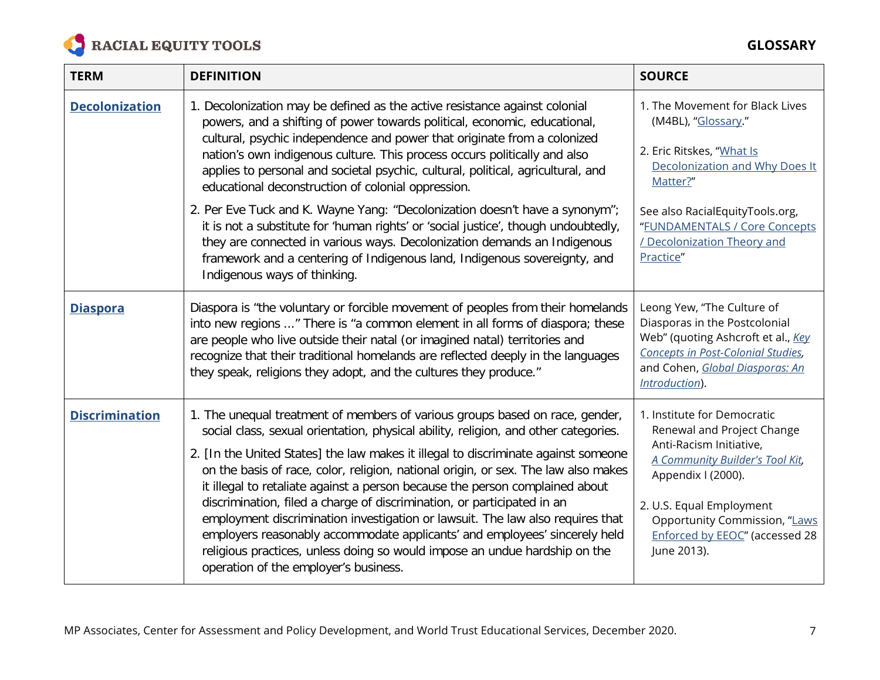| TERM | DEFINITION | SOURCE |
|---|---|---|
| **Decolonization** | 1. Decolonization may be defined as the active resistance against colonial powers, and a shifting of power towards political, economic, educational, cultural, psychic independence and power that originate from a colonized nation's own indigenous culture. This process occurs politically and also applies to personal and societal psychic, cultural, political, agricultural, and educational deconstruction of colonial oppression.<br><br>2. Per Eve Tuck and K. Wayne Yang: "Decolonization doesn't have a synonym"; it is not a substitute for 'human rights' or 'social justice', though undoubtedly, they are connected in various ways. Decolonization demands an Indigenous framework and a centering of Indigenous land, Indigenous sovereignty, and Indigenous ways of thinking. | 1. The Movement for Black Lives (M4BL), "Glossary."<br><br>2. Eric Ritskes, "What Is Decolonization and Why Does It Matter?"<br><br>See also RacialEquityTools.org, "FUNDAMENTALS / Core Concepts / Decolonization Theory and Practice" |
| **Diaspora** | Diaspora is "the voluntary or forcible movement of peoples from their homelands into new regions ..." There is "a common element in all forms of diaspora; these are people who live outside their natal (or imagined natal) territories and recognize that their traditional homelands are reflected deeply in the languages they speak, religions they adopt, and the cultures they produce." | Leong Yew, "The Culture of Diasporas in the Postcolonial Web" (quoting Ashcroft et al., *Key Concepts in Post-Colonial Studies*, and Cohen, *Global Diasporas: An Introduction*). |
| **Discrimination** | 1. The unequal treatment of members of various groups based on race, gender, social class, sexual orientation, physical ability, religion, and other categories.<br><br>2. [In the United States] the law makes it illegal to discriminate against someone on the basis of race, color, religion, national origin, or sex. The law also makes it illegal to retaliate against a person because the person complained about discrimination, filed a charge of discrimination, or participated in an employment discrimination investigation or lawsuit. The law also requires that employers reasonably accommodate applicants' and employees' sincerely held religious practices, unless doing so would impose an undue hardship on the operation of the employer's business. | 1. Institute for Democratic Renewal and Project Change Anti-Racism Initiative, *A Community Builder's Tool Kit*, Appendix I (2000).<br><br>2. U.S. Equal Employment Opportunity Commission, "Laws Enforced by EEOC" (accessed 28 June 2013). |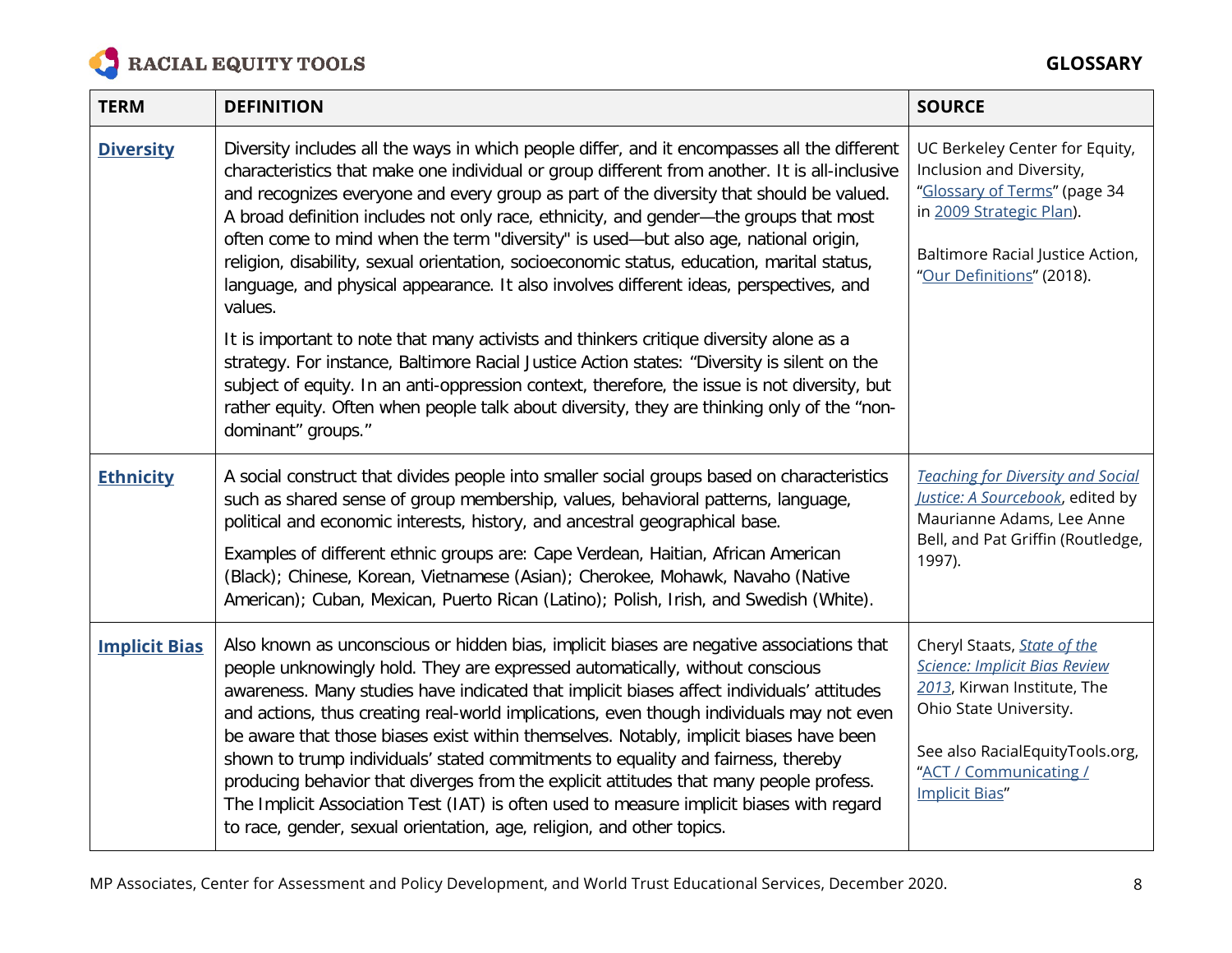| TERM | DEFINITION | SOURCE |
|---|---|---|
| **Diversity** | Diversity includes all the ways in which people differ, and it encompasses all the different characteristics that make one individual or group different from another. It is all-inclusive and recognizes everyone and every group as part of the diversity that should be valued. A broad definition includes not only race, ethnicity, and gender—the groups that most often come to mind when the term "diversity" is used—but also age, national origin, religion, disability, sexual orientation, socioeconomic status, education, marital status, language, and physical appearance. It also involves different ideas, perspectives, and values.<br><br>It is important to note that many activists and thinkers critique diversity alone as a strategy. For instance, Baltimore Racial Justice Action states: “Diversity is silent on the subject of equity. In an anti-oppression context, therefore, the issue is not diversity, but rather equity. Often when people talk about diversity, they are thinking only of the “non-dominant” groups.” | UC Berkeley Center for Equity, Inclusion and Diversity, “Glossary of Terms” (page 34 in 2009 Strategic Plan).<br><br>Baltimore Racial Justice Action, “Our Definitions” (2018). |
| **Ethnicity** | A social construct that divides people into smaller social groups based on characteristics such as shared sense of group membership, values, behavioral patterns, language, political and economic interests, history, and ancestral geographical base.<br><br>Examples of different ethnic groups are: Cape Verdean, Haitian, African American (Black); Chinese, Korean, Vietnamese (Asian); Cherokee, Mohawk, Navaho (Native American); Cuban, Mexican, Puerto Rican (Latino); Polish, Irish, and Swedish (White). | *Teaching for Diversity and Social Justice: A Sourcebook*, edited by Maurianne Adams, Lee Anne Bell, and Pat Griffin (Routledge, 1997). |
| **Implicit Bias** | Also known as unconscious or hidden bias, implicit biases are negative associations that people unknowingly hold. They are expressed automatically, without conscious awareness. Many studies have indicated that implicit biases affect individuals’ attitudes and actions, thus creating real-world implications, even though individuals may not even be aware that those biases exist within themselves. Notably, implicit biases have been shown to trump individuals’ stated commitments to equality and fairness, thereby producing behavior that diverges from the explicit attitudes that many people profess. The Implicit Association Test (IAT) is often used to measure implicit biases with regard to race, gender, sexual orientation, age, religion, and other topics. | Cheryl Staats, *State of the Science: Implicit Bias Review 2013*, Kirwan Institute, The Ohio State University.<br><br>See also RacialEquityTools.org, “ACT / Communicating / Implicit Bias” |

MP Associates, Center for Assessment and Policy Development, and World Trust Educational Services, December 2020.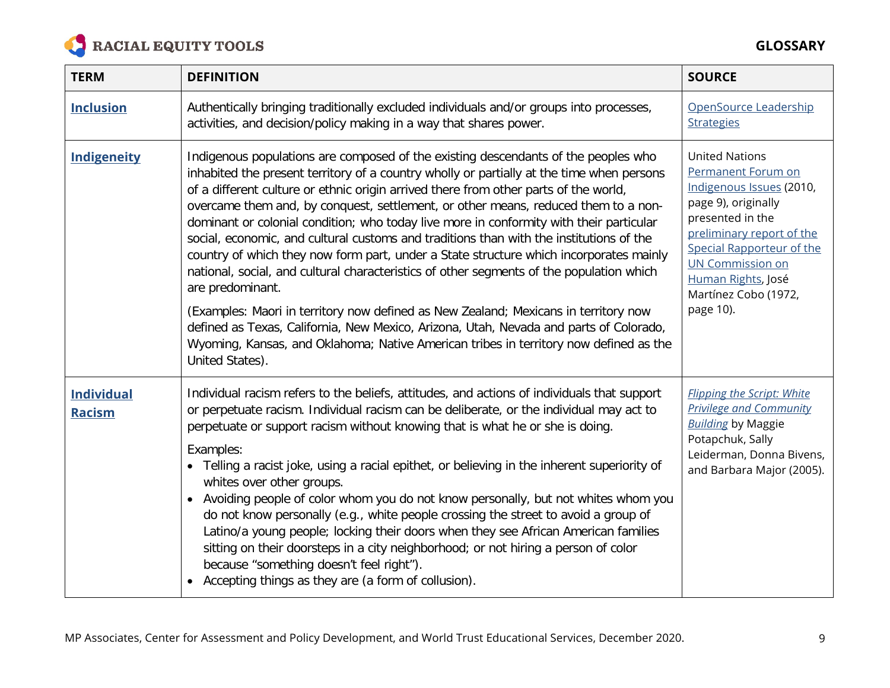| TERM | DEFINITION | SOURCE |
|---|---|---|
| **Inclusion** | Authentically bringing traditionally excluded individuals and/or groups into processes, activities, and decision/policy making in a way that shares power. | OpenSource Leadership Strategies |
| **Indigeneity** | Indigenous populations are composed of the existing descendants of the peoples who inhabited the present territory of a country wholly or partially at the time when persons of a different culture or ethnic origin arrived there from other parts of the world, overcame them and, by conquest, settlement, or other means, reduced them to a non-dominant or colonial condition; who today live more in conformity with their particular social, economic, and cultural customs and traditions than with the institutions of the country of which they now form part, under a State structure which incorporates mainly national, social, and cultural characteristics of other segments of the population which are predominant.<br><br>(Examples: Maori in territory now defined as New Zealand; Mexicans in territory now defined as Texas, California, New Mexico, Arizona, Utah, Nevada and parts of Colorado, Wyoming, Kansas, and Oklahoma; Native American tribes in territory now defined as the United States). | United Nations Permanent Forum on Indigenous Issues (2010, page 9), originally presented in the preliminary report of the Special Rapporteur of the UN Commission on Human Rights, José Martínez Cobo (1972, page 10). |
| **Individual Racism** | Individual racism refers to the beliefs, attitudes, and actions of individuals that support or perpetuate racism. Individual racism can be deliberate, or the individual may act to perpetuate or support racism without knowing that is what he or she is doing.<br><br>Examples:<br>• Telling a racist joke, using a racial epithet, or believing in the inherent superiority of whites over other groups.<br>• Avoiding people of color whom you do not know personally, but not whites whom you do not know personally (e.g., white people crossing the street to avoid a group of Latino/a young people; locking their doors when they see African American families sitting on their doorsteps in a city neighborhood; or not hiring a person of color because "something doesn't feel right").<br>• Accepting things as they are (a form of collusion). | *Flipping the Script: White Privilege and Community Building* by Maggie Potapchuk, Sally Leiderman, Donna Bivens, and Barbara Major (2005). |

MP Associates, Center for Assessment and Policy Development, and World Trust Educational Services, December 2020.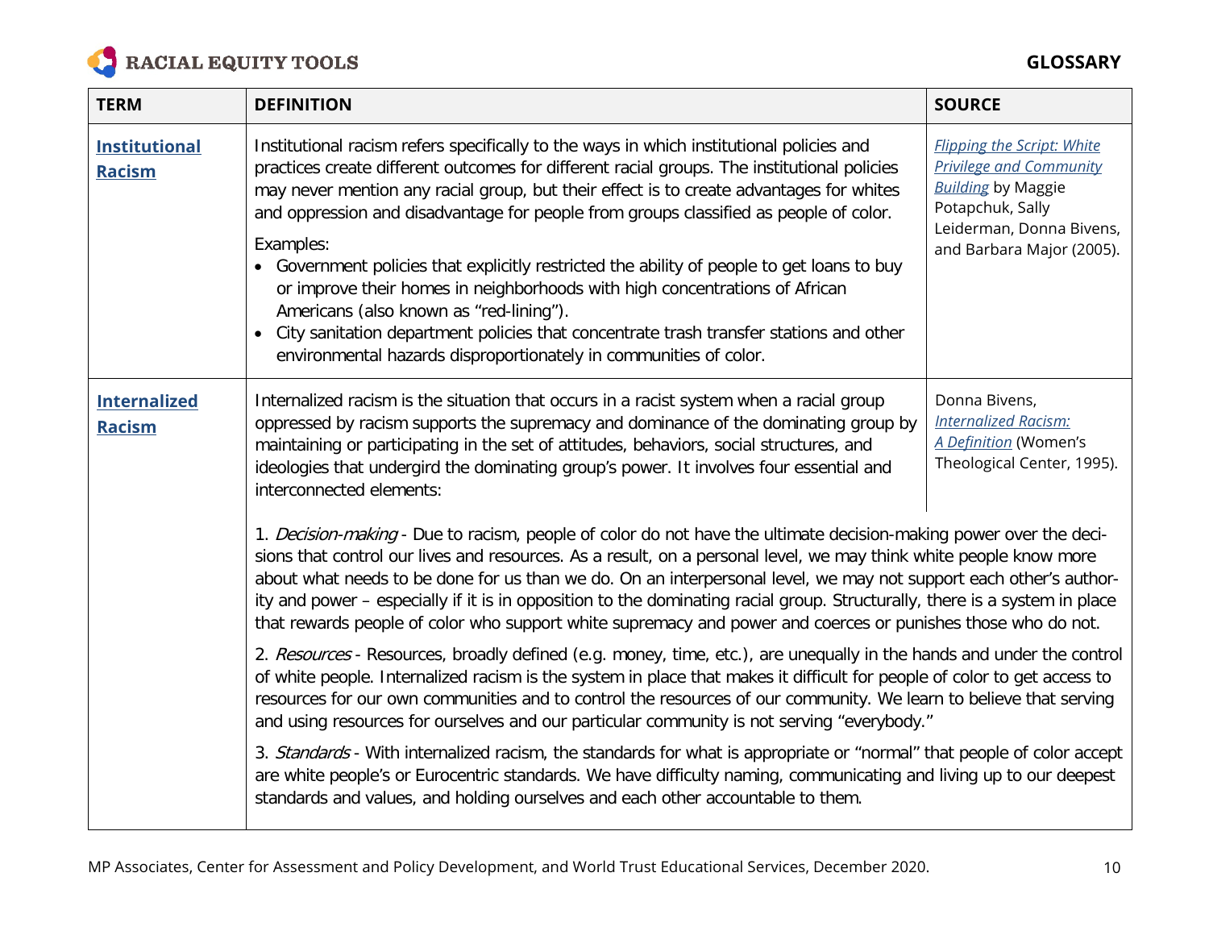| TERM | DEFINITION | SOURCE |
|---|---|---|
| **Institutional Racism** | Institutional racism refers specifically to the ways in which institutional policies and practices create different outcomes for different racial groups. The institutional policies may never mention any racial group, but their effect is to create advantages for whites and oppression and disadvantage for people from groups classified as people of color.<br><br>Examples:<br>• Government policies that explicitly restricted the ability of people to get loans to buy or improve their homes in neighborhoods with high concentrations of African Americans (also known as "red-lining").<br>• City sanitation department policies that concentrate trash transfer stations and other environmental hazards disproportionately in communities of color. | *Flipping the Script: White Privilege and Community Building* by Maggie Potapchuk, Sally Leiderman, Donna Bivens, and Barbara Major (2005). |
| **Internalized Racism** | Internalized racism is the situation that occurs in a racist system when a racial group oppressed by racism supports the supremacy and dominance of the dominating group by maintaining or participating in the set of attitudes, behaviors, social structures, and ideologies that undergird the dominating group's power. It involves four essential and interconnected elements:<br><br>1. *Decision-making* - Due to racism, people of color do not have the ultimate decision-making power over the decisions that control our lives and resources. As a result, on a personal level, we may think white people know more about what needs to be done for us than we do. On an interpersonal level, we may not support each other's authority and power – especially if it is in opposition to the dominating racial group. Structurally, there is a system in place that rewards people of color who support white supremacy and power and coerces or punishes those who do not.<br><br>2. *Resources* - Resources, broadly defined (e.g. money, time, etc.), are unequally in the hands and under the control of white people. Internalized racism is the system in place that makes it difficult for people of color to get access to resources for our own communities and to control the resources of our community. We learn to believe that serving and using resources for ourselves and our particular community is not serving "everybody."<br><br>3. *Standards* - With internalized racism, the standards for what is appropriate or "normal" that people of color accept are white people's or Eurocentric standards. We have difficulty naming, communicating and living up to our deepest standards and values, and holding ourselves and each other accountable to them. | Donna Bivens, *Internalized Racism: A Definition* (Women's Theological Center, 1995). |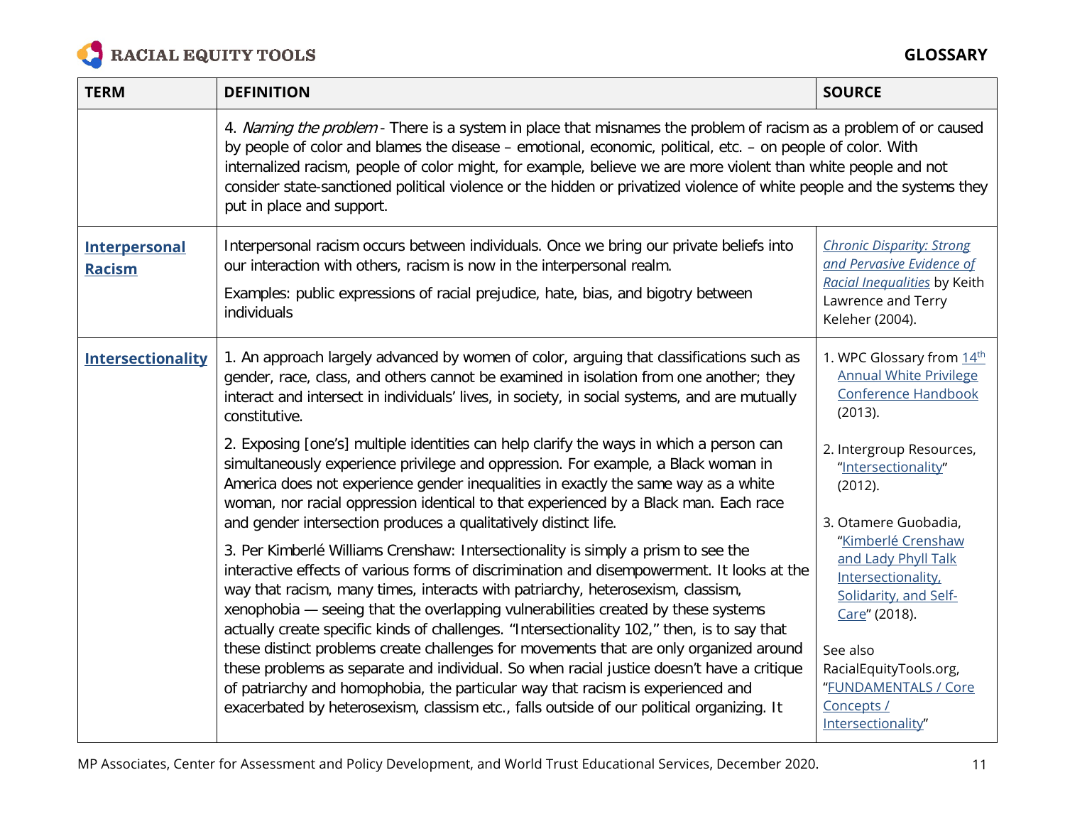| TERM | DEFINITION | SOURCE |
|---|---|---|
| | 4. *Naming the problem* - There is a system in place that misnames the problem of racism as a problem of or caused by people of color and blames the disease – emotional, economic, political, etc. – on people of color. With internalized racism, people of color might, for example, believe we are more violent than white people and not consider state-sanctioned political violence or the hidden or privatized violence of white people and the systems they put in place and support. | |
| **Interpersonal Racism** | Interpersonal racism occurs between individuals. Once we bring our private beliefs into our interaction with others, racism is now in the interpersonal realm.<br><br>Examples: public expressions of racial prejudice, hate, bias, and bigotry between individuals | *Chronic Disparity: Strong and Pervasive Evidence of Racial Inequalities* by Keith Lawrence and Terry Keleher (2004). |
| **Intersectionality** | 1. An approach largely advanced by women of color, arguing that classifications such as gender, race, class, and others cannot be examined in isolation from one another; they interact and intersect in individuals' lives, in society, in social systems, and are mutually constitutive.<br><br>2. Exposing [one's] multiple identities can help clarify the ways in which a person can simultaneously experience privilege and oppression. For example, a Black woman in America does not experience gender inequalities in exactly the same way as a white woman, nor racial oppression identical to that experienced by a Black man. Each race and gender intersection produces a qualitatively distinct life.<br><br>3. Per Kimberlé Williams Crenshaw: Intersectionality is simply a prism to see the interactive effects of various forms of discrimination and disempowerment. It looks at the way that racism, many times, interacts with patriarchy, heterosexism, classism, xenophobia — seeing that the overlapping vulnerabilities created by these systems actually create specific kinds of challenges. "Intersectionality 102," then, is to say that these distinct problems create challenges for movements that are only organized around these problems as separate and individual. So when racial justice doesn't have a critique of patriarchy and homophobia, the particular way that racism is experienced and exacerbated by heterosexism, classism etc., falls outside of our political organizing. It | 1. WPC Glossary from 14th Annual White Privilege Conference Handbook (2013).<br><br>2. Intergroup Resources, "Intersectionality" (2012).<br><br>3. Otamere Guobadia, "Kimberlé Crenshaw and Lady Phyll Talk Intersectionality, Solidarity, and Self-Care" (2018).<br><br>See also RacialEquityTools.org, "FUNDAMENTALS / Core Concepts / Intersectionality" |

MP Associates, Center for Assessment and Policy Development, and World Trust Educational Services, December 2020.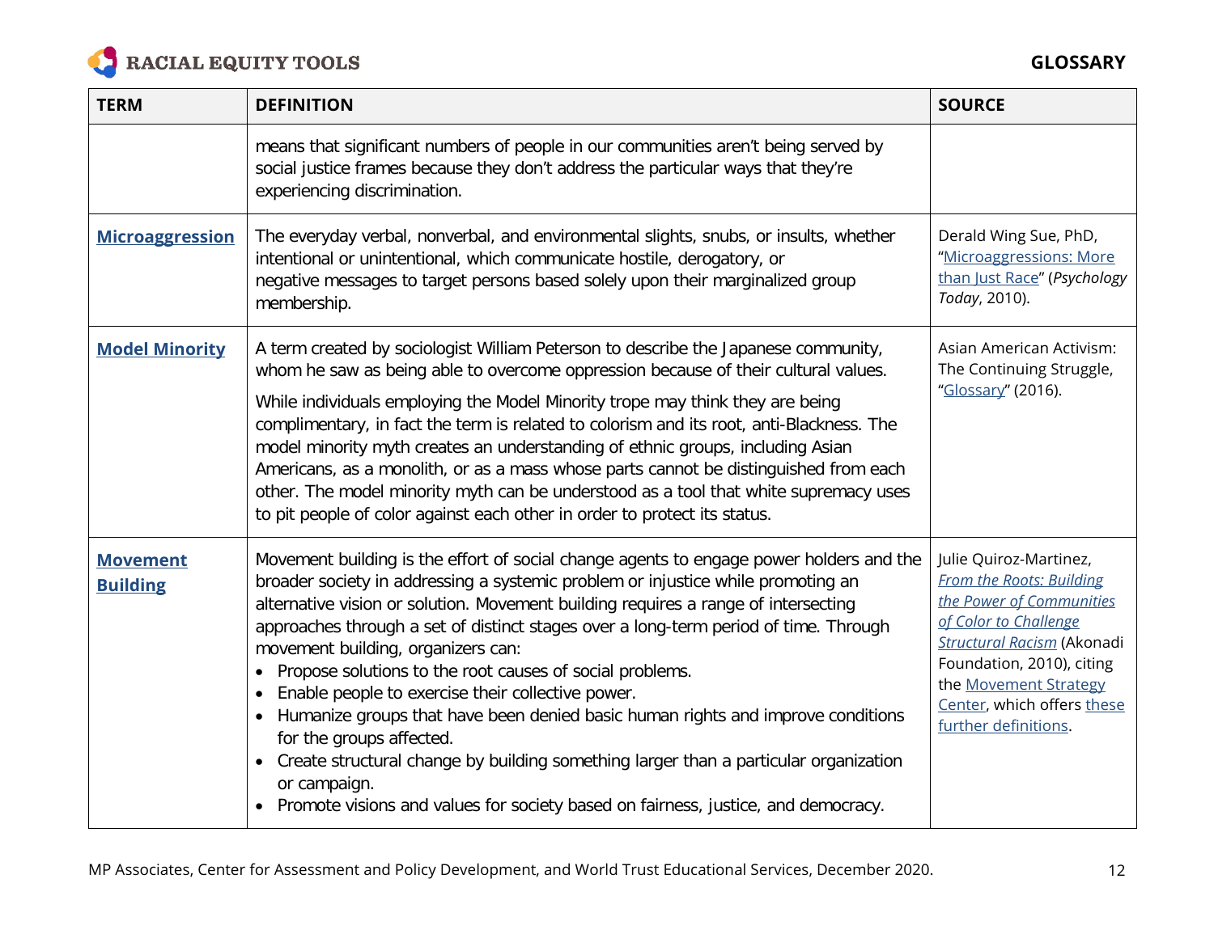| TERM | DEFINITION | SOURCE |
|---|---|---|
| | means that significant numbers of people in our communities aren't being served by social justice frames because they don't address the particular ways that they're experiencing discrimination. | |
| **Microaggression** | The everyday verbal, nonverbal, and environmental slights, snubs, or insults, whether intentional or unintentional, which communicate hostile, derogatory, or negative messages to target persons based solely upon their marginalized group membership. | Derald Wing Sue, PhD, "Microaggressions: More than Just Race" (*Psychology Today*, 2010). |
| **Model Minority** | A term created by sociologist William Peterson to describe the Japanese community, whom he saw as being able to overcome oppression because of their cultural values.<br><br>While individuals employing the Model Minority trope may think they are being complimentary, in fact the term is related to colorism and its root, anti-Blackness. The model minority myth creates an understanding of ethnic groups, including Asian Americans, as a monolith, or as a mass whose parts cannot be distinguished from each other. The model minority myth can be understood as a tool that white supremacy uses to pit people of color against each other in order to protect its status. | Asian American Activism: The Continuing Struggle, "Glossary" (2016). |
| **Movement Building** | Movement building is the effort of social change agents to engage power holders and the broader society in addressing a systemic problem or injustice while promoting an alternative vision or solution. Movement building requires a range of intersecting approaches through a set of distinct stages over a long-term period of time. Through movement building, organizers can:<br>• Propose solutions to the root causes of social problems.<br>• Enable people to exercise their collective power.<br>• Humanize groups that have been denied basic human rights and improve conditions for the groups affected.<br>• Create structural change by building something larger than a particular organization or campaign.<br>• Promote visions and values for society based on fairness, justice, and democracy. | Julie Quiroz-Martinez, *From the Roots: Building the Power of Communities of Color to Challenge Structural Racism* (Akonadi Foundation, 2010), citing the Movement Strategy Center, which offers these further definitions. |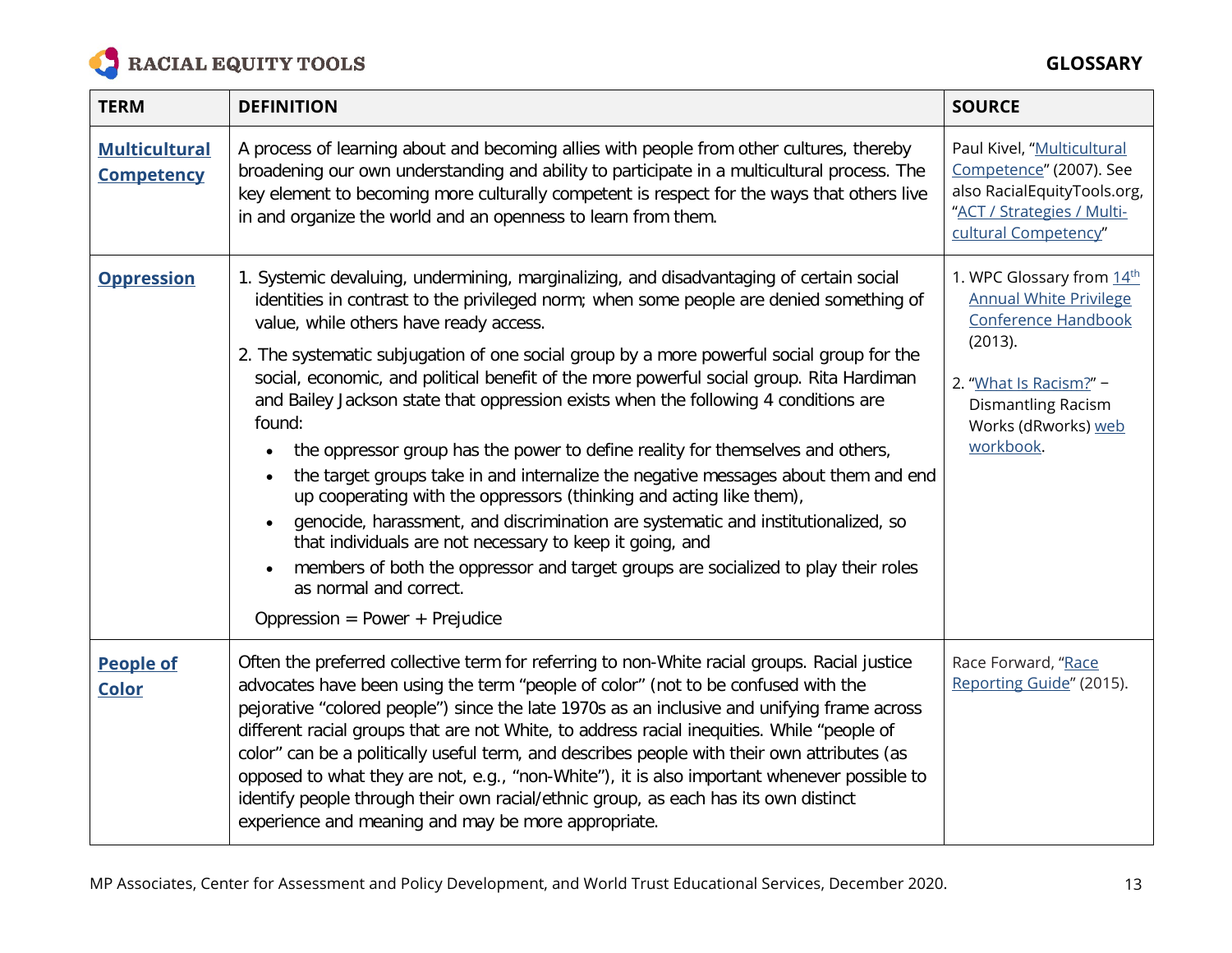| TERM | DEFINITION | SOURCE |
| --- | --- | --- |
| **Multicultural Competency** | A process of learning about and becoming allies with people from other cultures, thereby broadening our own understanding and ability to participate in a multicultural process. The key element to becoming more culturally competent is respect for the ways that others live in and organize the world and an openness to learn from them. | Paul Kivel, "Multicultural Competence" (2007). See also RacialEquityTools.org, "ACT / Strategies / Multi-cultural Competency" |
| **Oppression** | 1. Systemic devaluing, undermining, marginalizing, and disadvantaging of certain social identities in contrast to the privileged norm; when some people are denied something of value, while others have ready access.<br><br>2. The systematic subjugation of one social group by a more powerful social group for the social, economic, and political benefit of the more powerful social group. Rita Hardiman and Bailey Jackson state that oppression exists when the following 4 conditions are found:<br>• the oppressor group has the power to define reality for themselves and others,<br>• the target groups take in and internalize the negative messages about them and end up cooperating with the oppressors (thinking and acting like them),<br>• genocide, harassment, and discrimination are systematic and institutionalized, so that individuals are not necessary to keep it going, and<br>• members of both the oppressor and target groups are socialized to play their roles as normal and correct.<br><br>Oppression = Power + Prejudice | 1. WPC Glossary from 14th Annual White Privilege Conference Handbook (2013).<br><br>2. "What Is Racism?" – Dismantling Racism Works (dRworks) web workbook. |
| **People of Color** | Often the preferred collective term for referring to non-White racial groups. Racial justice advocates have been using the term "people of color" (not to be confused with the pejorative "colored people") since the late 1970s as an inclusive and unifying frame across different racial groups that are not White, to address racial inequities. While "people of color" can be a politically useful term, and describes people with their own attributes (as opposed to what they are not, e.g., "non-White"), it is also important whenever possible to identify people through their own racial/ethnic group, as each has its own distinct experience and meaning and may be more appropriate. | Race Forward, "Race Reporting Guide" (2015). |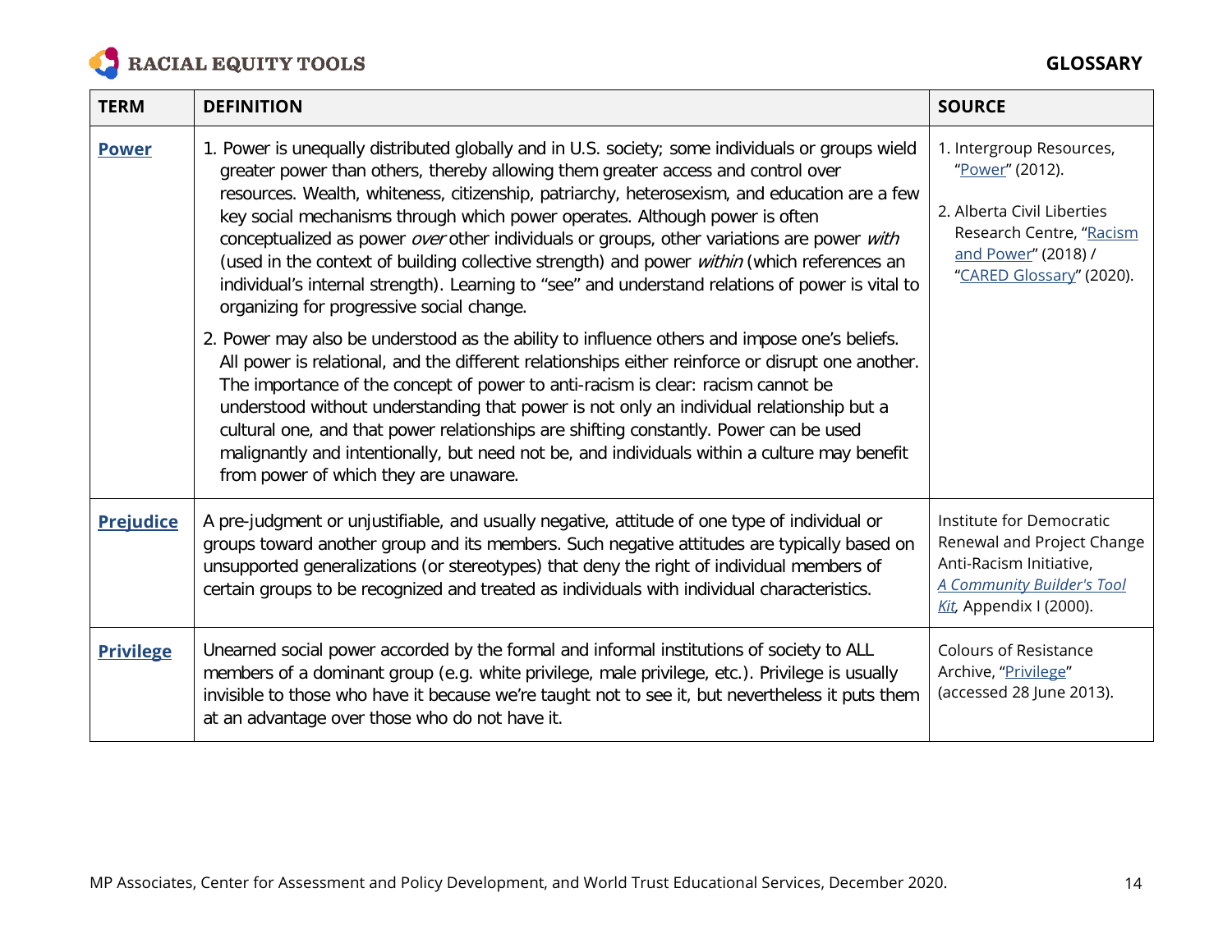| TERM | DEFINITION | SOURCE |
|---|---|---|
| **Power** | 1. Power is unequally distributed globally and in U.S. society; some individuals or groups wield greater power than others, thereby allowing them greater access and control over resources. Wealth, whiteness, citizenship, patriarchy, heterosexism, and education are a few key social mechanisms through which power operates. Although power is often conceptualized as power *over* other individuals or groups, other variations are power *with* (used in the context of building collective strength) and power *within* (which references an individual's internal strength). Learning to "see" and understand relations of power is vital to organizing for progressive social change.<br><br>2. Power may also be understood as the ability to influence others and impose one's beliefs. All power is relational, and the different relationships either reinforce or disrupt one another. The importance of the concept of power to anti-racism is clear: racism cannot be understood without understanding that power is not only an individual relationship but a cultural one, and that power relationships are shifting constantly. Power can be used malignantly and intentionally, but need not be, and individuals within a culture may benefit from power of which they are unaware. | 1. Intergroup Resources, "Power" (2012).<br><br>2. Alberta Civil Liberties Research Centre, "Racism and Power" (2018) / "CARED Glossary" (2020). |
| **Prejudice** | A pre-judgment or unjustifiable, and usually negative, attitude of one type of individual or groups toward another group and its members. Such negative attitudes are typically based on unsupported generalizations (or stereotypes) that deny the right of individual members of certain groups to be recognized and treated as individuals with individual characteristics. | Institute for Democratic Renewal and Project Change Anti-Racism Initiative, *A Community Builder's Tool Kit*, Appendix I (2000). |
| **Privilege** | Unearned social power accorded by the formal and informal institutions of society to ALL members of a dominant group (e.g. white privilege, male privilege, etc.). Privilege is usually invisible to those who have it because we're taught not to see it, but nevertheless it puts them at an advantage over those who do not have it. | Colours of Resistance Archive, "Privilege" (accessed 28 June 2013). |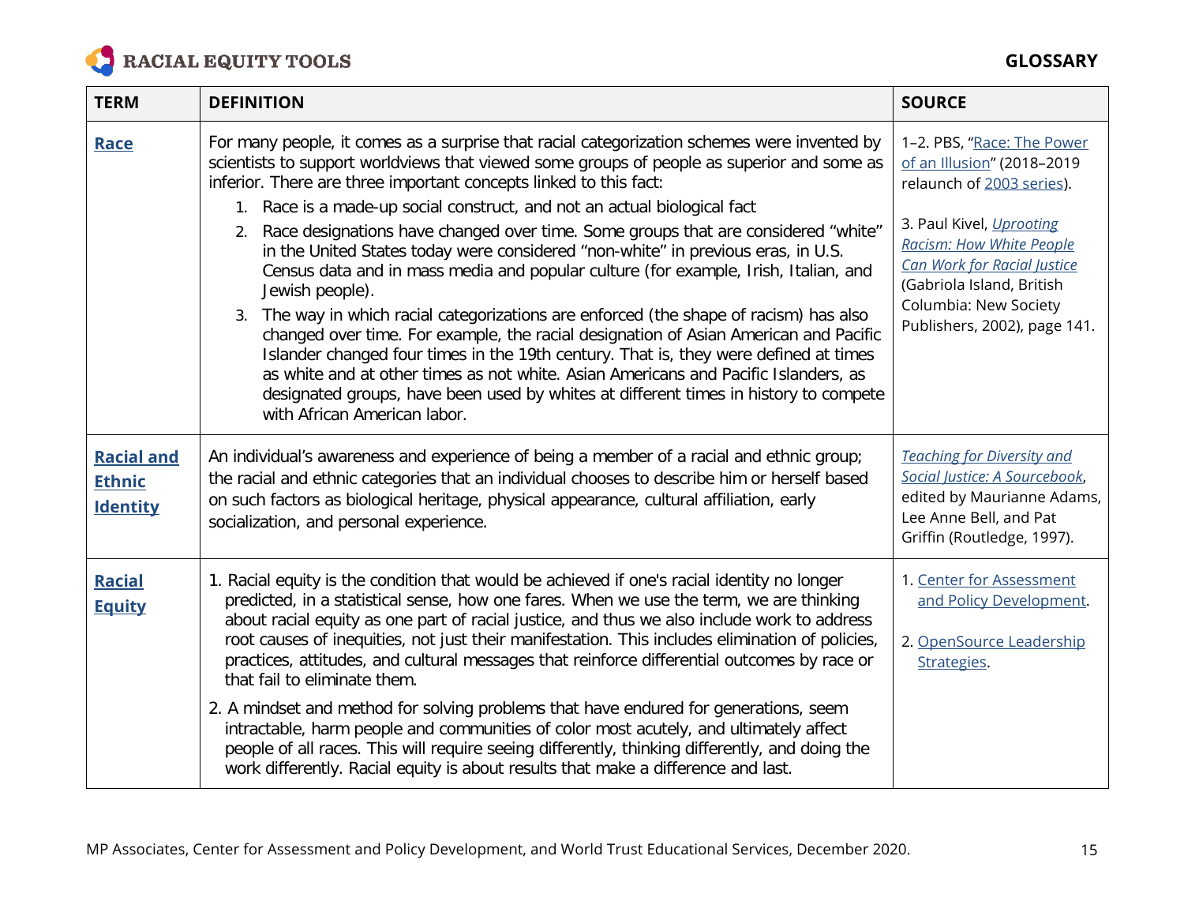| TERM | DEFINITION | SOURCE |
|---|---|---|
| **Race** | For many people, it comes as a surprise that racial categorization schemes were invented by scientists to support worldviews that viewed some groups of people as superior and some as inferior. There are three important concepts linked to this fact: 1. Race is a made-up social construct, and not an actual biological fact 2. Race designations have changed over time. Some groups that are considered "white" in the United States today were considered "non-white" in previous eras, in U.S. Census data and in mass media and popular culture (for example, Irish, Italian, and Jewish people). 3. The way in which racial categorizations are enforced (the shape of racism) has also changed over time. For example, the racial designation of Asian American and Pacific Islander changed four times in the 19th century. That is, they were defined at times as white and at other times as not white. Asian Americans and Pacific Islanders, as designated groups, have been used by whites at different times in history to compete with African American labor. | 1–2. PBS, "Race: The Power of an Illusion" (2018–2019 relaunch of 2003 series). 3. Paul Kivel, *Uprooting Racism: How White People Can Work for Racial Justice* (Gabriola Island, British Columbia: New Society Publishers, 2002), page 141. |
| **Racial and Ethnic Identity** | An individual's awareness and experience of being a member of a racial and ethnic group; the racial and ethnic categories that an individual chooses to describe him or herself based on such factors as biological heritage, physical appearance, cultural affiliation, early socialization, and personal experience. | *Teaching for Diversity and Social Justice: A Sourcebook*, edited by Maurianne Adams, Lee Anne Bell, and Pat Griffin (Routledge, 1997). |
| **Racial Equity** | 1. Racial equity is the condition that would be achieved if one's racial identity no longer predicted, in a statistical sense, how one fares. When we use the term, we are thinking about racial equity as one part of racial justice, and thus we also include work to address root causes of inequities, not just their manifestation. This includes elimination of policies, practices, attitudes, and cultural messages that reinforce differential outcomes by race or that fail to eliminate them. 2. A mindset and method for solving problems that have endured for generations, seem intractable, harm people and communities of color most acutely, and ultimately affect people of all races. This will require seeing differently, thinking differently, and doing the work differently. Racial equity is about results that make a difference and last. | 1. Center for Assessment and Policy Development. 2. OpenSource Leadership Strategies. |

MP Associates, Center for Assessment and Policy Development, and World Trust Educational Services, December 2020.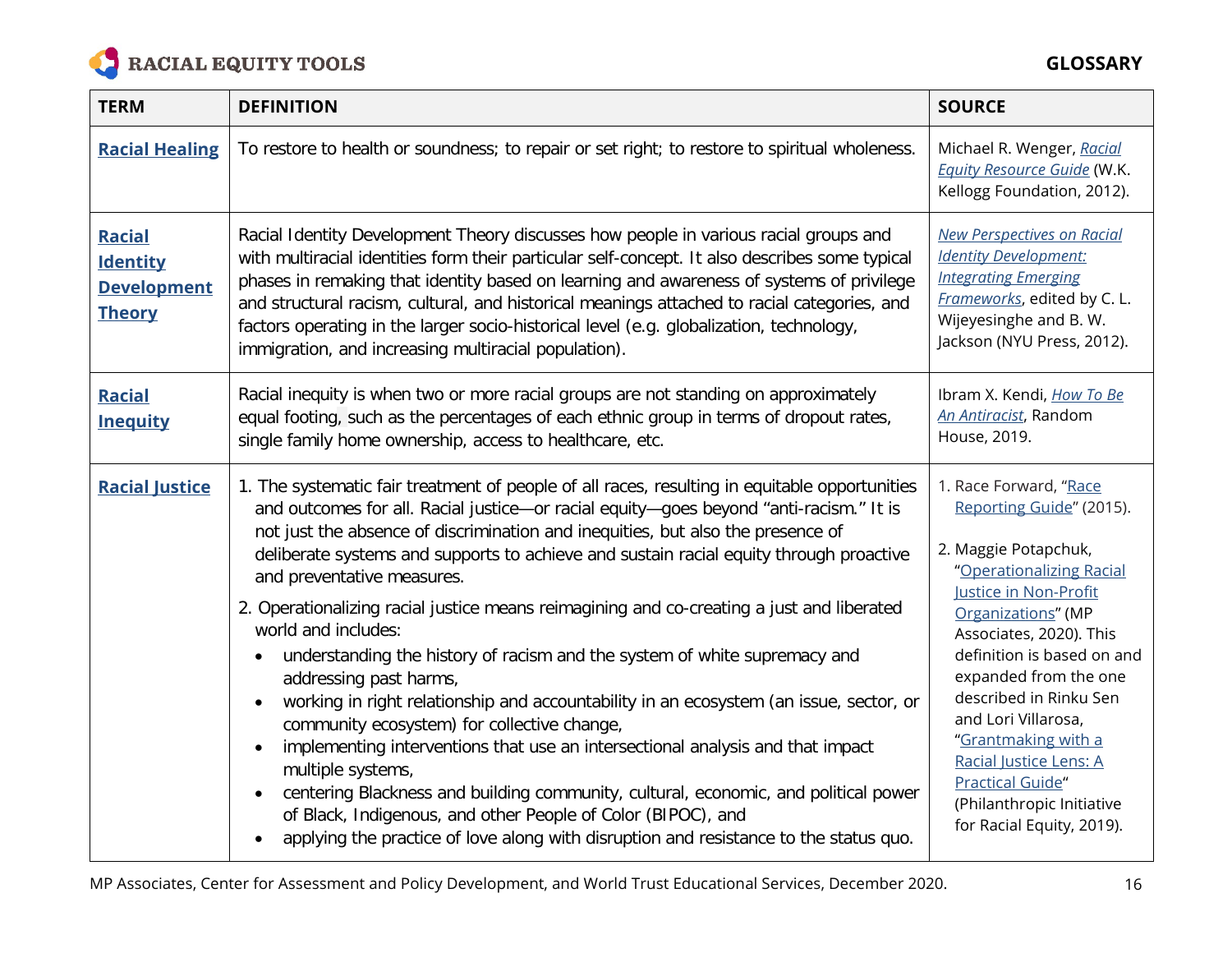| TERM | DEFINITION | SOURCE |
|---|---|---|
| **Racial Healing** | To restore to health or soundness; to repair or set right; to restore to spiritual wholeness. | Michael R. Wenger, *Racial Equity Resource Guide* (W.K. Kellogg Foundation, 2012). |
| **Racial Identity Development Theory** | Racial Identity Development Theory discusses how people in various racial groups and with multiracial identities form their particular self-concept. It also describes some typical phases in remaking that identity based on learning and awareness of systems of privilege and structural racism, cultural, and historical meanings attached to racial categories, and factors operating in the larger socio-historical level (e.g. globalization, technology, immigration, and increasing multiracial population). | *New Perspectives on Racial Identity Development: Integrating Emerging Frameworks*, edited by C. L. Wijeyesinghe and B. W. Jackson (NYU Press, 2012). |
| **Racial Inequity** | Racial inequity is when two or more racial groups are not standing on approximately equal footing, such as the percentages of each ethnic group in terms of dropout rates, single family home ownership, access to healthcare, etc. | Ibram X. Kendi, *How To Be An Antiracist*, Random House, 2019. |
| **Racial Justice** | 1. The systematic fair treatment of people of all races, resulting in equitable opportunities and outcomes for all. Racial justice—or racial equity—goes beyond "anti-racism." It is not just the absence of discrimination and inequities, but also the presence of deliberate systems and supports to achieve and sustain racial equity through proactive and preventative measures.<br>2. Operationalizing racial justice means reimagining and co-creating a just and liberated world and includes:<br>• understanding the history of racism and the system of white supremacy and addressing past harms,<br>• working in right relationship and accountability in an ecosystem (an issue, sector, or community ecosystem) for collective change,<br>• implementing interventions that use an intersectional analysis and that impact multiple systems,<br>• centering Blackness and building community, cultural, economic, and political power of Black, Indigenous, and other People of Color (BIPOC), and<br>• applying the practice of love along with disruption and resistance to the status quo. | 1. Race Forward, "Race Reporting Guide" (2015).<br><br>2. Maggie Potapchuk, "Operationalizing Racial Justice in Non-Profit Organizations" (MP Associates, 2020). This definition is based on and expanded from the one described in Rinku Sen and Lori Villarosa, "Grantmaking with a Racial Justice Lens: A Practical Guide" (Philanthropic Initiative for Racial Equity, 2019). |

MP Associates, Center for Assessment and Policy Development, and World Trust Educational Services, December 2020.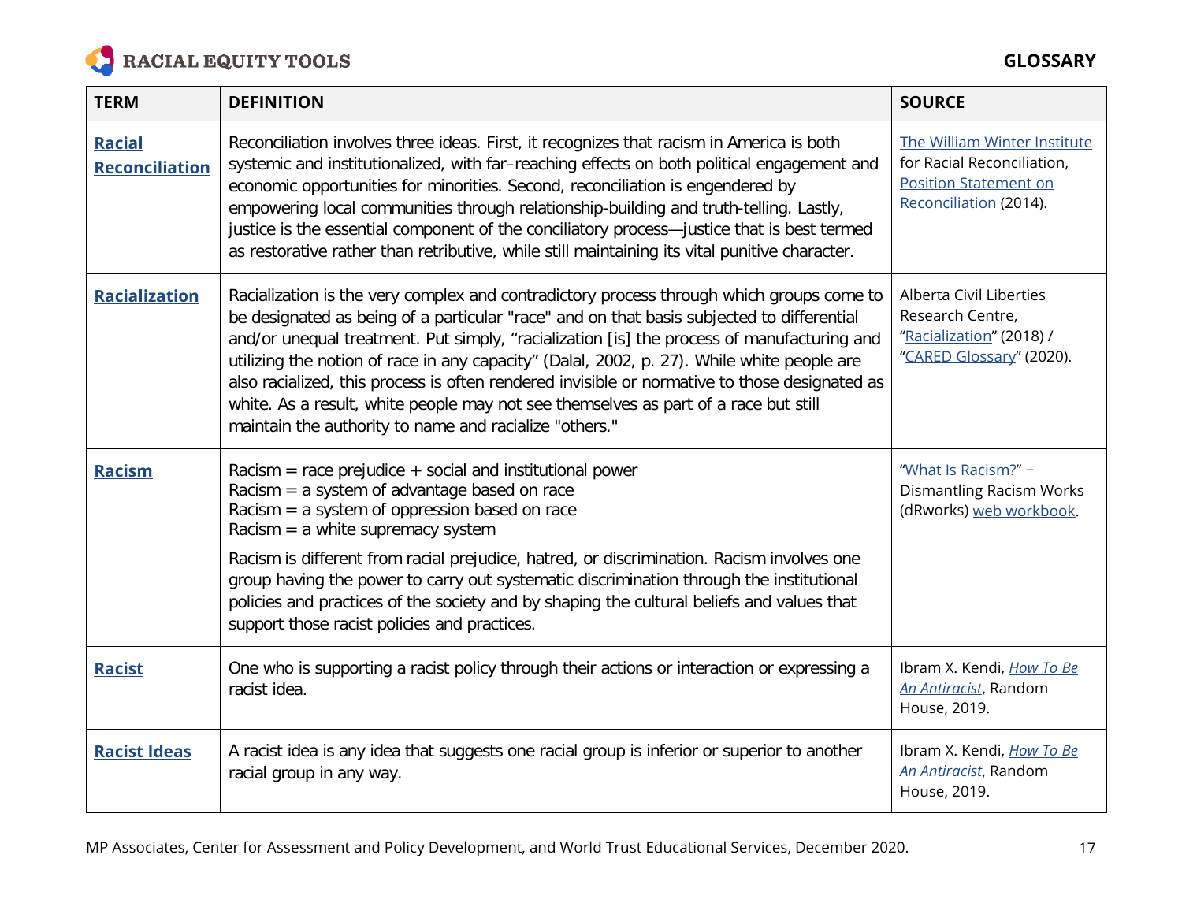| TERM | DEFINITION | SOURCE |
|---|---|---|
| **Racial Reconciliation** | Reconciliation involves three ideas. First, it recognizes that racism in America is both systemic and institutionalized, with far–reaching effects on both political engagement and economic opportunities for minorities. Second, reconciliation is engendered by empowering local communities through relationship-building and truth-telling. Lastly, justice is the essential component of the conciliatory process—justice that is best termed as restorative rather than retributive, while still maintaining its vital punitive character. | The William Winter Institute for Racial Reconciliation, Position Statement on Reconciliation (2014). |
| **Racialization** | Racialization is the very complex and contradictory process through which groups come to be designated as being of a particular "race" and on that basis subjected to differential and/or unequal treatment. Put simply, "racialization [is] the process of manufacturing and utilizing the notion of race in any capacity" (Dalal, 2002, p. 27). While white people are also racialized, this process is often rendered invisible or normative to those designated as white. As a result, white people may not see themselves as part of a race but still maintain the authority to name and racialize "others." | Alberta Civil Liberties Research Centre, "Racialization" (2018) / "CARED Glossary" (2020). |
| **Racism** | Racism = race prejudice + social and institutional power<br>Racism = a system of advantage based on race<br>Racism = a system of oppression based on race<br>Racism = a white supremacy system<br><br>Racism is different from racial prejudice, hatred, or discrimination. Racism involves one group having the power to carry out systematic discrimination through the institutional policies and practices of the society and by shaping the cultural beliefs and values that support those racist policies and practices. | "What Is Racism?" – Dismantling Racism Works (dRworks) web workbook. |
| **Racist** | One who is supporting a racist policy through their actions or interaction or expressing a racist idea. | Ibram X. Kendi, *How To Be An Antiracist*, Random House, 2019. |
| **Racist Ideas** | A racist idea is any idea that suggests one racial group is inferior or superior to another racial group in any way. | Ibram X. Kendi, *How To Be An Antiracist*, Random House, 2019. |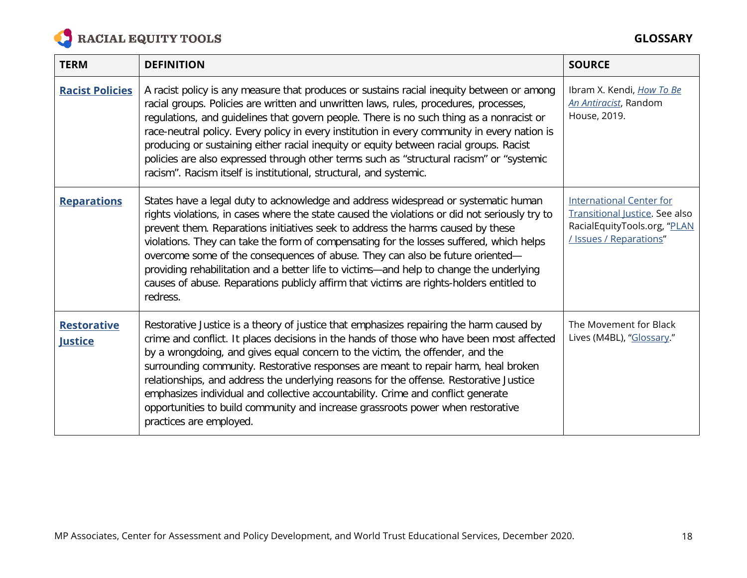| TERM | DEFINITION | SOURCE |
|---|---|---|
| **Racist Policies** | A racist policy is any measure that produces or sustains racial inequity between or among racial groups. Policies are written and unwritten laws, rules, procedures, processes, regulations, and guidelines that govern people. There is no such thing as a nonracist or race-neutral policy. Every policy in every institution in every community in every nation is producing or sustaining either racial inequity or equity between racial groups. Racist policies are also expressed through other terms such as "structural racism" or "systemic racism". Racism itself is institutional, structural, and systemic. | Ibram X. Kendi, *How To Be An Antiracist*, Random House, 2019. |
| **Reparations** | States have a legal duty to acknowledge and address widespread or systematic human rights violations, in cases where the state caused the violations or did not seriously try to prevent them. Reparations initiatives seek to address the harms caused by these violations. They can take the form of compensating for the losses suffered, which helps overcome some of the consequences of abuse. They can also be future oriented—providing rehabilitation and a better life to victims—and help to change the underlying causes of abuse. Reparations publicly affirm that victims are rights-holders entitled to redress. | International Center for Transitional Justice. See also RacialEquityTools.org, "PLAN / Issues / Reparations" |
| **Restorative Justice** | Restorative Justice is a theory of justice that emphasizes repairing the harm caused by crime and conflict. It places decisions in the hands of those who have been most affected by a wrongdoing, and gives equal concern to the victim, the offender, and the surrounding community. Restorative responses are meant to repair harm, heal broken relationships, and address the underlying reasons for the offense. Restorative Justice emphasizes individual and collective accountability. Crime and conflict generate opportunities to build community and increase grassroots power when restorative practices are employed. | The Movement for Black Lives (M4BL), "Glossary." |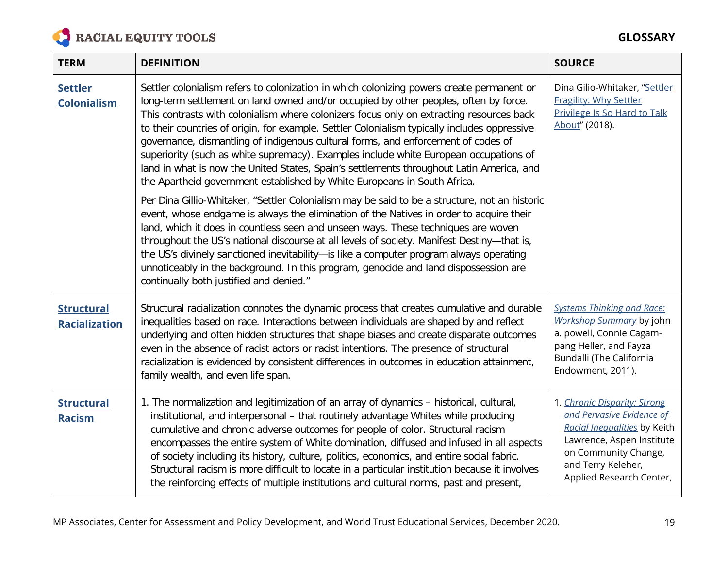| TERM | DEFINITION | SOURCE |
|---|---|---|
| **Settler Colonialism** | Settler colonialism refers to colonization in which colonizing powers create permanent or long-term settlement on land owned and/or occupied by other peoples, often by force. This contrasts with colonialism where colonizers focus only on extracting resources back to their countries of origin, for example. Settler Colonialism typically includes oppressive governance, dismantling of indigenous cultural forms, and enforcement of codes of superiority (such as white supremacy). Examples include white European occupations of land in what is now the United States, Spain's settlements throughout Latin America, and the Apartheid government established by White Europeans in South Africa.<br><br>Per Dina Gillio-Whitaker, "Settler Colonialism may be said to be a structure, not an historic event, whose endgame is always the elimination of the Natives in order to acquire their land, which it does in countless seen and unseen ways. These techniques are woven throughout the US's national discourse at all levels of society. Manifest Destiny—that is, the US's divinely sanctioned inevitability—is like a computer program always operating unnoticeably in the background. In this program, genocide and land dispossession are continually both justified and denied." | Dina Gilio-Whitaker, "Settler Fragility: Why Settler Privilege Is So Hard to Talk About" (2018). |
| **Structural Racialization** | Structural racialization connotes the dynamic process that creates cumulative and durable inequalities based on race. Interactions between individuals are shaped by and reflect underlying and often hidden structures that shape biases and create disparate outcomes even in the absence of racist actors or racist intentions. The presence of structural racialization is evidenced by consistent differences in outcomes in education attainment, family wealth, and even life span. | *Systems Thinking and Race: Workshop Summary* by john a. powell, Connie Cagampang Heller, and Fayza Bundalli (The California Endowment, 2011). |
| **Structural Racism** | 1. The normalization and legitimization of an array of dynamics – historical, cultural, institutional, and interpersonal – that routinely advantage Whites while producing cumulative and chronic adverse outcomes for people of color. Structural racism encompasses the entire system of White domination, diffused and infused in all aspects of society including its history, culture, politics, economics, and entire social fabric. Structural racism is more difficult to locate in a particular institution because it involves the reinforcing effects of multiple institutions and cultural norms, past and present, | 1. *Chronic Disparity: Strong and Pervasive Evidence of Racial Inequalities* by Keith Lawrence, Aspen Institute on Community Change, and Terry Keleher, Applied Research Center, |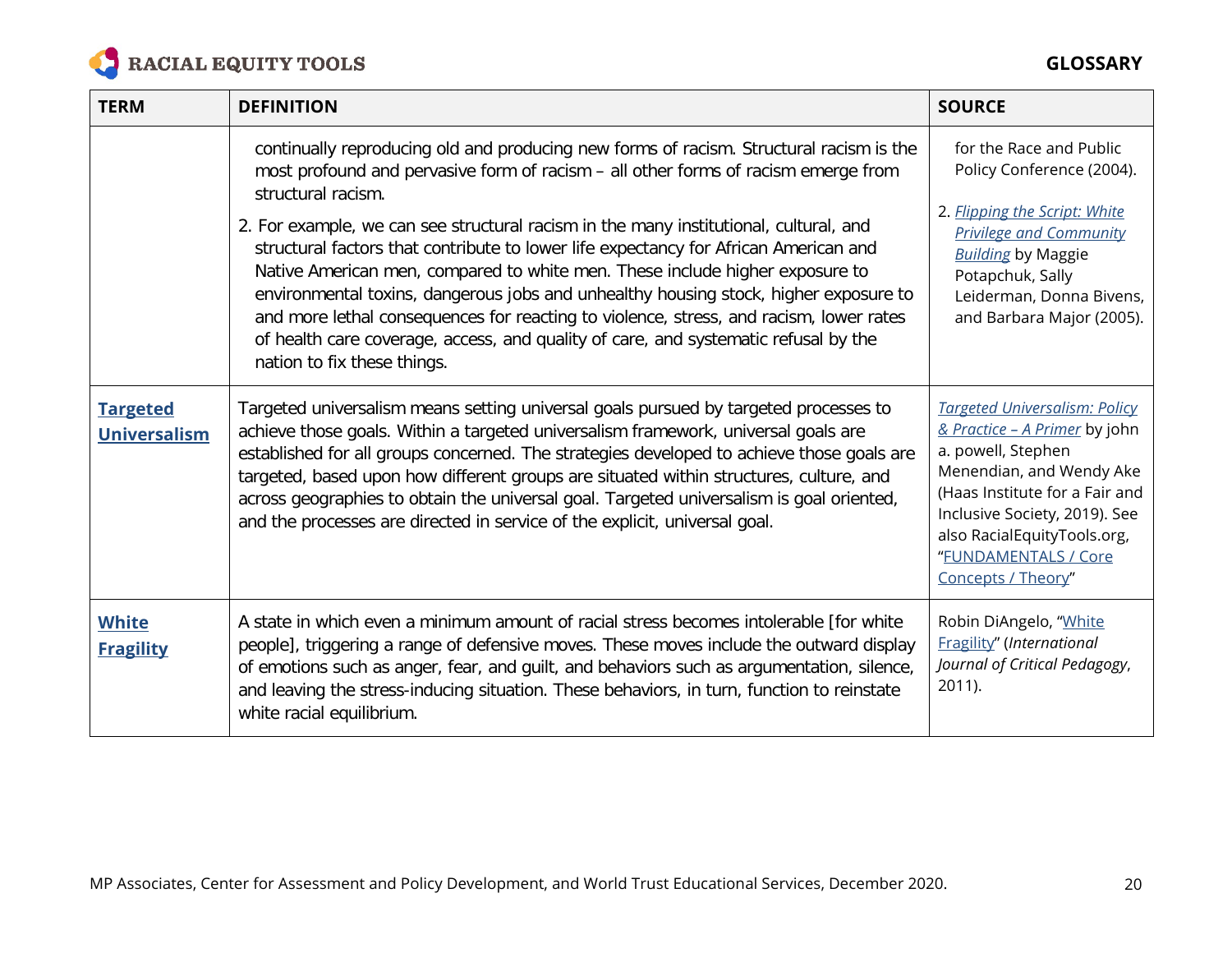| TERM | DEFINITION | SOURCE |
|---|---|---|
| | continually reproducing old and producing new forms of racism. Structural racism is the most profound and pervasive form of racism – all other forms of racism emerge from structural racism.<br>2. For example, we can see structural racism in the many institutional, cultural, and structural factors that contribute to lower life expectancy for African American and Native American men, compared to white men. These include higher exposure to environmental toxins, dangerous jobs and unhealthy housing stock, higher exposure to and more lethal consequences for reacting to violence, stress, and racism, lower rates of health care coverage, access, and quality of care, and systematic refusal by the nation to fix these things. | for the Race and Public Policy Conference (2004).<br>2. *Flipping the Script: White Privilege and Community Building* by Maggie Potapchuk, Sally Leiderman, Donna Bivens, and Barbara Major (2005). |
| **Targeted Universalism** | Targeted universalism means setting universal goals pursued by targeted processes to achieve those goals. Within a targeted universalism framework, universal goals are established for all groups concerned. The strategies developed to achieve those goals are targeted, based upon how different groups are situated within structures, culture, and across geographies to obtain the universal goal. Targeted universalism is goal oriented, and the processes are directed in service of the explicit, universal goal. | *Targeted Universalism: Policy & Practice – A Primer* by john a. powell, Stephen Menendian, and Wendy Ake (Haas Institute for a Fair and Inclusive Society, 2019). See also RacialEquityTools.org, "FUNDAMENTALS / Core Concepts / Theory" |
| **White Fragility** | A state in which even a minimum amount of racial stress becomes intolerable [for white people], triggering a range of defensive moves. These moves include the outward display of emotions such as anger, fear, and guilt, and behaviors such as argumentation, silence, and leaving the stress-inducing situation. These behaviors, in turn, function to reinstate white racial equilibrium. | Robin DiAngelo, "White Fragility" (*International Journal of Critical Pedagogy*, 2011). |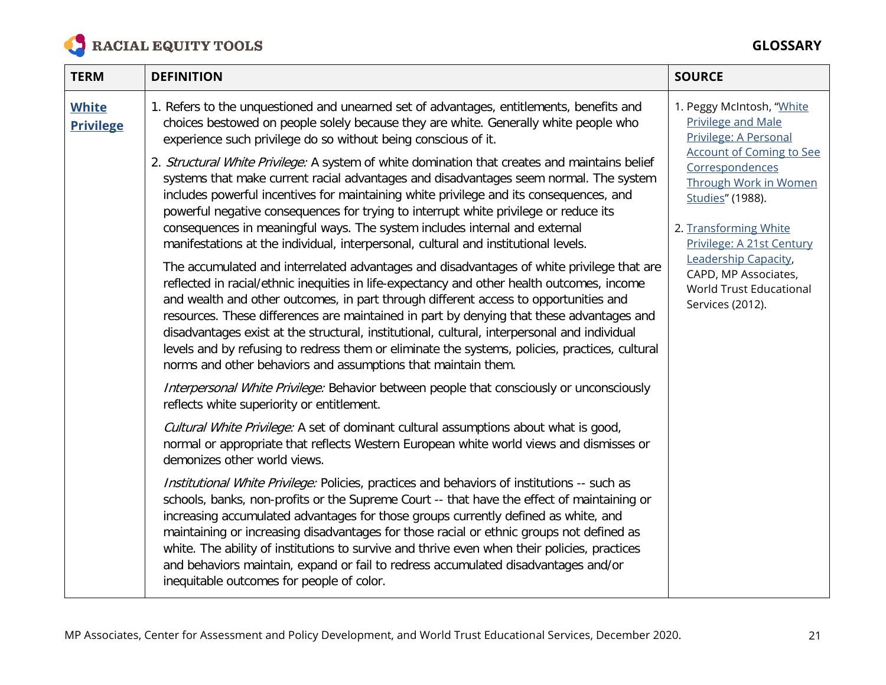| TERM | DEFINITION | SOURCE |
|---|---|---|
| **White Privilege** | 1. Refers to the unquestioned and unearned set of advantages, entitlements, benefits and choices bestowed on people solely because they are white. Generally white people who experience such privilege do so without being conscious of it.<br><br>2. *Structural White Privilege:* A system of white domination that creates and maintains belief systems that make current racial advantages and disadvantages seem normal. The system includes powerful incentives for maintaining white privilege and its consequences, and powerful negative consequences for trying to interrupt white privilege or reduce its consequences in meaningful ways. The system includes internal and external manifestations at the individual, interpersonal, cultural and institutional levels.<br><br>The accumulated and interrelated advantages and disadvantages of white privilege that are reflected in racial/ethnic inequities in life-expectancy and other health outcomes, income and wealth and other outcomes, in part through different access to opportunities and resources. These differences are maintained in part by denying that these advantages and disadvantages exist at the structural, institutional, cultural, interpersonal and individual levels and by refusing to redress them or eliminate the systems, policies, practices, cultural norms and other behaviors and assumptions that maintain them.<br><br>*Interpersonal White Privilege:* Behavior between people that consciously or unconsciously reflects white superiority or entitlement.<br><br>*Cultural White Privilege:* A set of dominant cultural assumptions about what is good, normal or appropriate that reflects Western European white world views and dismisses or demonizes other world views.<br><br>*Institutional White Privilege:* Policies, practices and behaviors of institutions -- such as schools, banks, non-profits or the Supreme Court -- that have the effect of maintaining or increasing accumulated advantages for those groups currently defined as white, and maintaining or increasing disadvantages for those racial or ethnic groups not defined as white. The ability of institutions to survive and thrive even when their policies, practices and behaviors maintain, expand or fail to redress accumulated disadvantages and/or inequitable outcomes for people of color. | 1. Peggy McIntosh, "White Privilege and Male Privilege: A Personal Account of Coming to See Correspondences Through Work in Women Studies" (1988).<br><br>2. Transforming White Privilege: A 21st Century Leadership Capacity, CAPD, MP Associates, World Trust Educational Services (2012). |

MP Associates, Center for Assessment and Policy Development, and World Trust Educational Services, December 2020.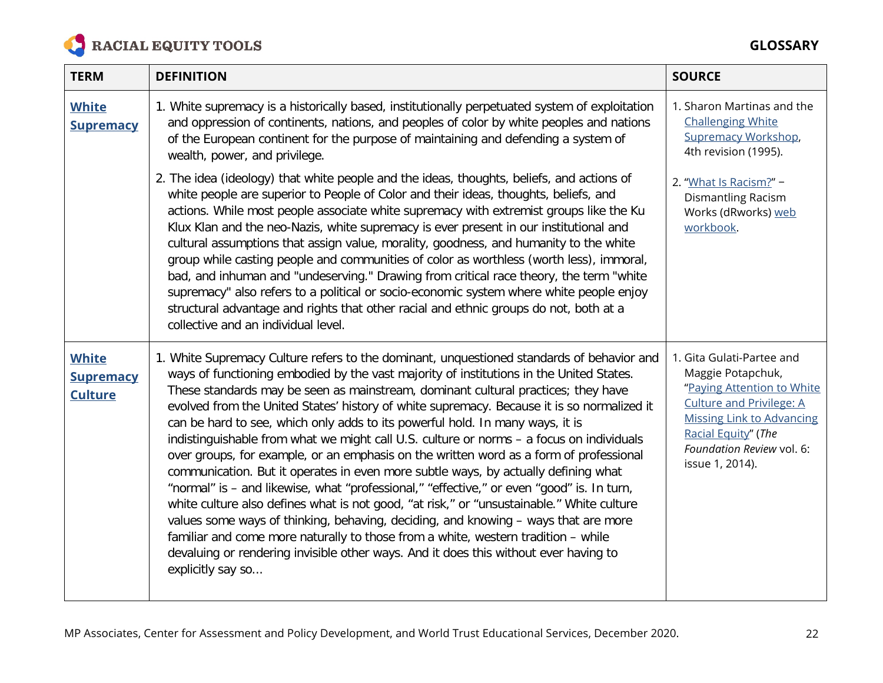| TERM | DEFINITION | SOURCE |
|---|---|---|
| **White Supremacy** | 1. White supremacy is a historically based, institutionally perpetuated system of exploitation and oppression of continents, nations, and peoples of color by white peoples and nations of the European continent for the purpose of maintaining and defending a system of wealth, power, and privilege.<br><br>2. The idea (ideology) that white people and the ideas, thoughts, beliefs, and actions of white people are superior to People of Color and their ideas, thoughts, beliefs, and actions. While most people associate white supremacy with extremist groups like the Ku Klux Klan and the neo-Nazis, white supremacy is ever present in our institutional and cultural assumptions that assign value, morality, goodness, and humanity to the white group while casting people and communities of color as worthless (worth less), immoral, bad, and inhuman and "undeserving." Drawing from critical race theory, the term "white supremacy" also refers to a political or socio-economic system where white people enjoy structural advantage and rights that other racial and ethnic groups do not, both at a collective and an individual level. | 1. Sharon Martinas and the Challenging White Supremacy Workshop, 4th revision (1995).<br><br>2. "What Is Racism?" – Dismantling Racism Works (dRworks) web workbook. |
| **White Supremacy Culture** | 1. White Supremacy Culture refers to the dominant, unquestioned standards of behavior and ways of functioning embodied by the vast majority of institutions in the United States. These standards may be seen as mainstream, dominant cultural practices; they have evolved from the United States' history of white supremacy. Because it is so normalized it can be hard to see, which only adds to its powerful hold. In many ways, it is indistinguishable from what we might call U.S. culture or norms – a focus on individuals over groups, for example, or an emphasis on the written word as a form of professional communication. But it operates in even more subtle ways, by actually defining what "normal" is – and likewise, what "professional," "effective," or even "good" is. In turn, white culture also defines what is not good, "at risk," or "unsustainable." White culture values some ways of thinking, behaving, deciding, and knowing – ways that are more familiar and come more naturally to those from a white, western tradition – while devaluing or rendering invisible other ways. And it does this without ever having to explicitly say so... | 1. Gita Gulati-Partee and Maggie Potapchuk, "Paying Attention to White Culture and Privilege: A Missing Link to Advancing Racial Equity" (*The Foundation Review* vol. 6: issue 1, 2014). |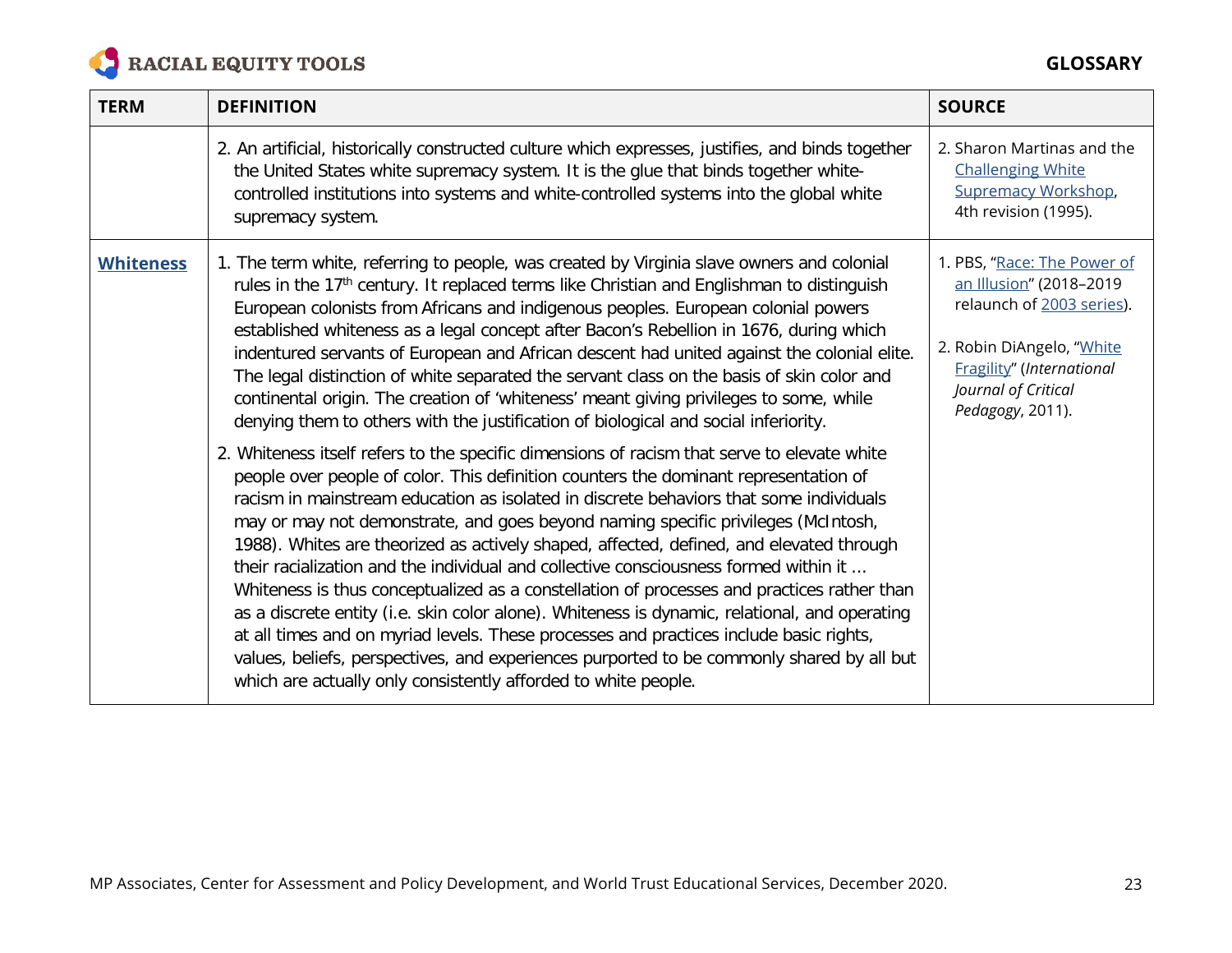| TERM | DEFINITION | SOURCE |
|---|---|---|
| | 2. An artificial, historically constructed culture which expresses, justifies, and binds together the United States white supremacy system. It is the glue that binds together white-controlled institutions into systems and white-controlled systems into the global white supremacy system. | 2. Sharon Martinas and the Challenging White Supremacy Workshop, 4th revision (1995). |
| **Whiteness** | 1. The term white, referring to people, was created by Virginia slave owners and colonial rules in the 17th century. It replaced terms like Christian and Englishman to distinguish European colonists from Africans and indigenous peoples. European colonial powers established whiteness as a legal concept after Bacon's Rebellion in 1676, during which indentured servants of European and African descent had united against the colonial elite. The legal distinction of white separated the servant class on the basis of skin color and continental origin. The creation of 'whiteness' meant giving privileges to some, while denying them to others with the justification of biological and social inferiority.<br><br>2. Whiteness itself refers to the specific dimensions of racism that serve to elevate white people over people of color. This definition counters the dominant representation of racism in mainstream education as isolated in discrete behaviors that some individuals may or may not demonstrate, and goes beyond naming specific privileges (McIntosh, 1988). Whites are theorized as actively shaped, affected, defined, and elevated through their racialization and the individual and collective consciousness formed within it … Whiteness is thus conceptualized as a constellation of processes and practices rather than as a discrete entity (i.e. skin color alone). Whiteness is dynamic, relational, and operating at all times and on myriad levels. These processes and practices include basic rights, values, beliefs, perspectives, and experiences purported to be commonly shared by all but which are actually only consistently afforded to white people. | 1. PBS, "Race: The Power of an Illusion" (2018–2019 relaunch of 2003 series).<br><br>2. Robin DiAngelo, "White Fragility" (*International Journal of Critical Pedagogy*, 2011). |

MP Associates, Center for Assessment and Policy Development, and World Trust Educational Services, December 2020.